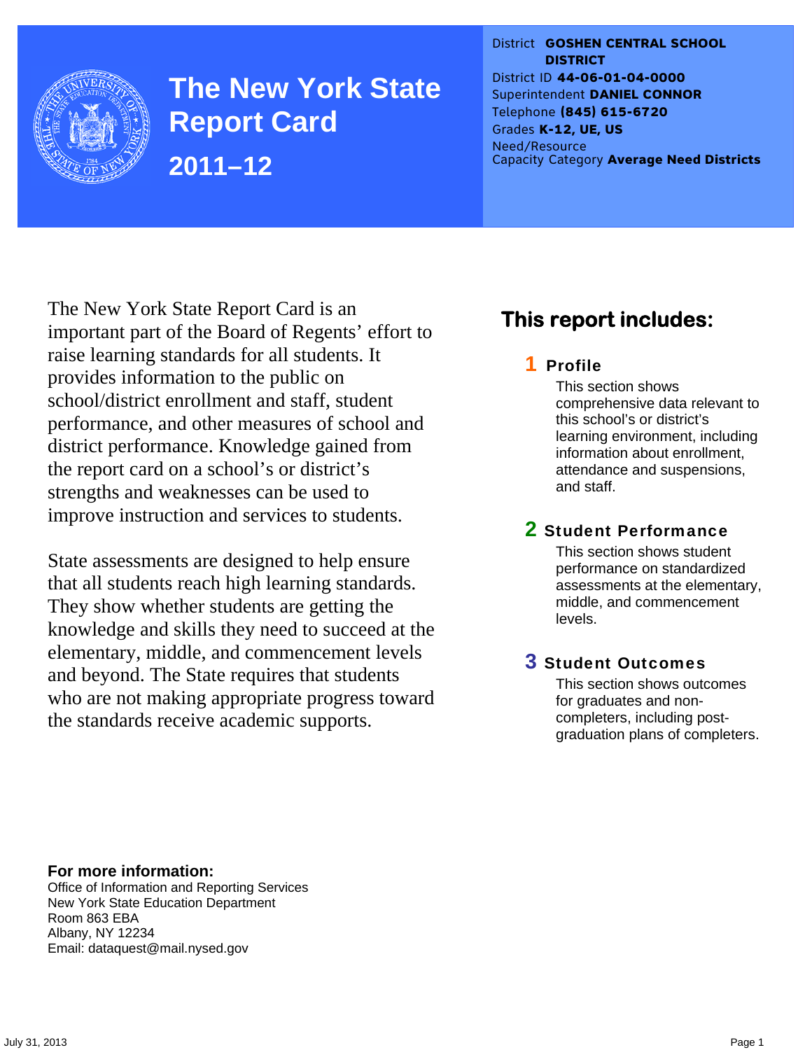# The New York State Report Card

## 2011–12

District **GOSHEN CENTRAL SCHOOL DISTRICT**
District ID **44-06-01-04-0000**
Superintendent **DANIEL CONNOR**
Telephone **(845) 615-6720**
Grades **K-12, UE, US**
Need/Resource Capacity Category **Average Need Districts**

The New York State Report Card is an important part of the Board of Regents' effort to raise learning standards for all students. It provides information to the public on school/district enrollment and staff, student performance, and other measures of school and district performance. Knowledge gained from the report card on a school's or district's strengths and weaknesses can be used to improve instruction and services to students.

State assessments are designed to help ensure that all students reach high learning standards. They show whether students are getting the knowledge and skills they need to succeed at the elementary, middle, and commencement levels and beyond. The State requires that students who are not making appropriate progress toward the standards receive academic supports.

## This report includes:

### 1 Profile

This section shows comprehensive data relevant to this school's or district's learning environment, including information about enrollment, attendance and suspensions, and staff.

### 2 Student Performance

This section shows student performance on standardized assessments at the elementary, middle, and commencement levels.

### 3 Student Outcomes

This section shows outcomes for graduates and non-completers, including post-graduation plans of completers.

**For more information:**
Office of Information and Reporting Services
New York State Education Department
Room 863 EBA
Albany, NY 12234
Email: dataquest@mail.nysed.gov

July 31, 2013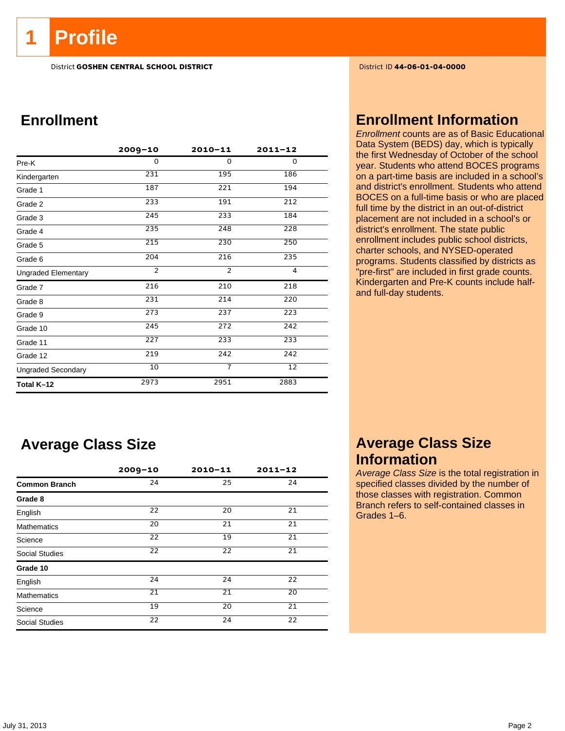# 1 Profile

District **GOSHEN CENTRAL SCHOOL DISTRICT**

District ID **44-06-01-04-0000**

## Enrollment

| | 2009–10 | 2010–11 | 2011–12 |
|---|---|---|---|
| Pre-K | 0 | 0 | 0 |
| Kindergarten | 231 | 195 | 186 |
| Grade 1 | 187 | 221 | 194 |
| Grade 2 | 233 | 191 | 212 |
| Grade 3 | 245 | 233 | 184 |
| Grade 4 | 235 | 248 | 228 |
| Grade 5 | 215 | 230 | 250 |
| Grade 6 | 204 | 216 | 235 |
| Ungraded Elementary | 2 | 2 | 4 |
| Grade 7 | 216 | 210 | 218 |
| Grade 8 | 231 | 214 | 220 |
| Grade 9 | 273 | 237 | 223 |
| Grade 10 | 245 | 272 | 242 |
| Grade 11 | 227 | 233 | 233 |
| Grade 12 | 219 | 242 | 242 |
| Ungraded Secondary | 10 | 7 | 12 |
| **Total K–12** | 2973 | 2951 | 2883 |

## Enrollment Information

*Enrollment* counts are as of Basic Educational Data System (BEDS) day, which is typically the first Wednesday of October of the school year. Students who attend BOCES programs on a part-time basis are included in a school's and district's enrollment. Students who attend BOCES on a full-time basis or who are placed full time by the district in an out-of-district placement are not included in a school's or district's enrollment. The state public enrollment includes public school districts, charter schools, and NYSED-operated programs. Students classified by districts as "pre-first" are included in first grade counts. Kindergarten and Pre-K counts include half- and full-day students.

## Average Class Size

| | 2009–10 | 2010–11 | 2011–12 |
|---|---|---|---|
| **Common Branch** | 24 | 25 | 24 |
| **Grade 8** | | | |
| English | 22 | 20 | 21 |
| Mathematics | 20 | 21 | 21 |
| Science | 22 | 19 | 21 |
| Social Studies | 22 | 22 | 21 |
| **Grade 10** | | | |
| English | 24 | 24 | 22 |
| Mathematics | 21 | 21 | 20 |
| Science | 19 | 20 | 21 |
| Social Studies | 22 | 24 | 22 |

## Average Class Size Information

*Average Class Size* is the total registration in specified classes divided by the number of those classes with registration. Common Branch refers to self-contained classes in Grades 1–6.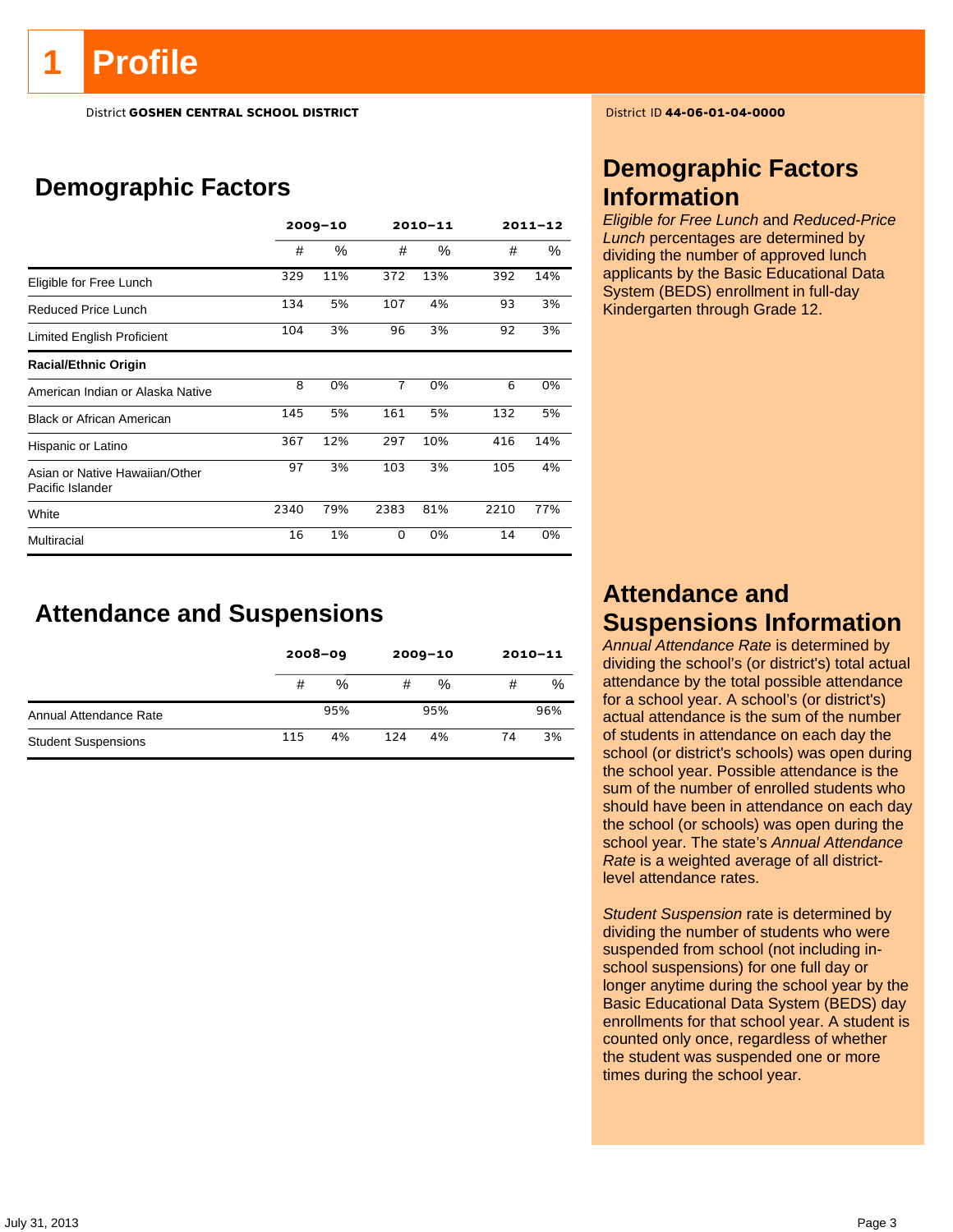# 1 Profile

District **GOSHEN CENTRAL SCHOOL DISTRICT**

District ID **44-06-01-04-0000**

## Demographic Factors

| | 2009–10 | | 2010–11 | | 2011–12 | |
|---|---|---|---|---|---|---|
| | # | % | # | % | # | % |
| Eligible for Free Lunch | 329 | 11% | 372 | 13% | 392 | 14% |
| Reduced Price Lunch | 134 | 5% | 107 | 4% | 93 | 3% |
| Limited English Proficient | 104 | 3% | 96 | 3% | 92 | 3% |
| **Racial/Ethnic Origin** | | | | | | |
| American Indian or Alaska Native | 8 | 0% | 7 | 0% | 6 | 0% |
| Black or African American | 145 | 5% | 161 | 5% | 132 | 5% |
| Hispanic or Latino | 367 | 12% | 297 | 10% | 416 | 14% |
| Asian or Native Hawaiian/Other Pacific Islander | 97 | 3% | 103 | 3% | 105 | 4% |
| White | 2340 | 79% | 2383 | 81% | 2210 | 77% |
| Multiracial | 16 | 1% | 0 | 0% | 14 | 0% |

## Attendance and Suspensions

| | 2008–09 | | 2009–10 | | 2010–11 | |
|---|---|---|---|---|---|---|
| | # | % | # | % | # | % |
| Annual Attendance Rate | | 95% | | 95% | | 96% |
| Student Suspensions | 115 | 4% | 124 | 4% | 74 | 3% |

## Demographic Factors Information

*Eligible for Free Lunch* and *Reduced-Price Lunch* percentages are determined by dividing the number of approved lunch applicants by the Basic Educational Data System (BEDS) enrollment in full-day Kindergarten through Grade 12.

## Attendance and Suspensions Information

*Annual Attendance Rate* is determined by dividing the school's (or district's) total actual attendance by the total possible attendance for a school year. A school's (or district's) actual attendance is the sum of the number of students in attendance on each day the school (or district's schools) was open during the school year. Possible attendance is the sum of the number of enrolled students who should have been in attendance on each day the school (or schools) was open during the school year. The state's *Annual Attendance Rate* is a weighted average of all district-level attendance rates.

*Student Suspension* rate is determined by dividing the number of students who were suspended from school (not including in-school suspensions) for one full day or longer anytime during the school year by the Basic Educational Data System (BEDS) day enrollments for that school year. A student is counted only once, regardless of whether the student was suspended one or more times during the school year.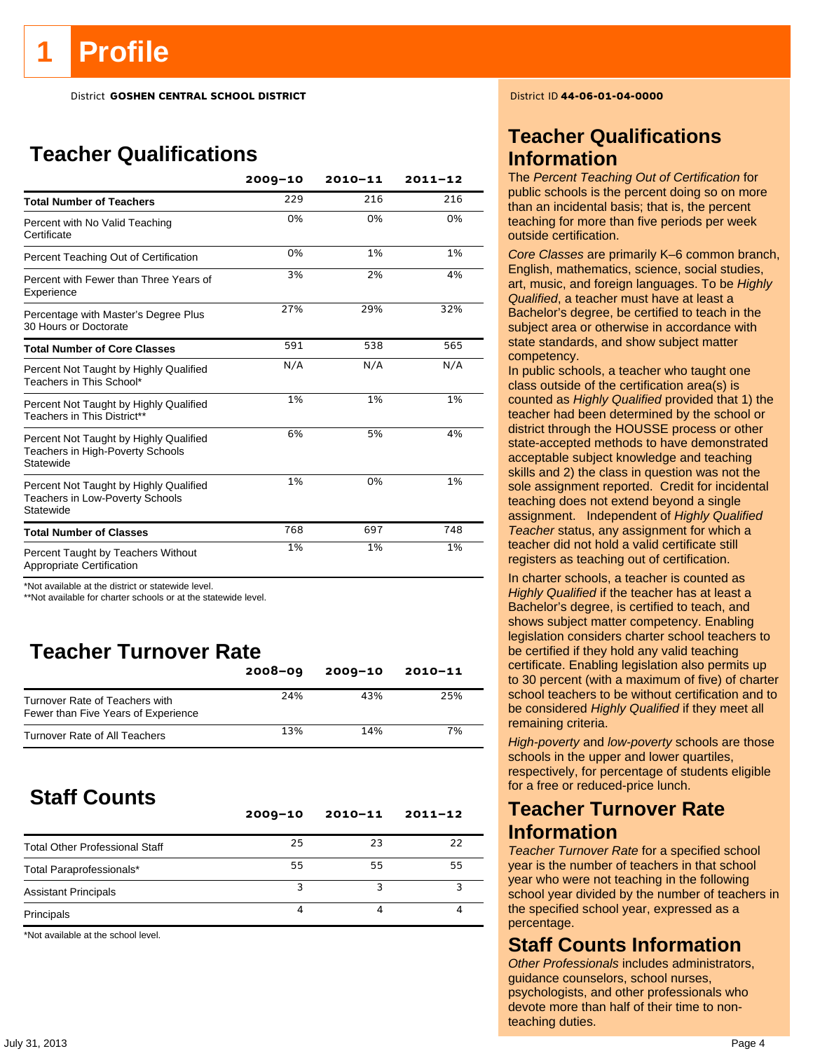# 1 Profile

District **GOSHEN CENTRAL SCHOOL DISTRICT**

District ID **44-06-01-04-0000**

## Teacher Qualifications

| | 2009–10 | 2010–11 | 2011–12 |
|---|---|---|---|
| **Total Number of Teachers** | 229 | 216 | 216 |
| Percent with No Valid Teaching Certificate | 0% | 0% | 0% |
| Percent Teaching Out of Certification | 0% | 1% | 1% |
| Percent with Fewer than Three Years of Experience | 3% | 2% | 4% |
| Percentage with Master's Degree Plus 30 Hours or Doctorate | 27% | 29% | 32% |
| **Total Number of Core Classes** | 591 | 538 | 565 |
| Percent Not Taught by Highly Qualified Teachers in This School* | N/A | N/A | N/A |
| Percent Not Taught by Highly Qualified Teachers in This District** | 1% | 1% | 1% |
| Percent Not Taught by Highly Qualified Teachers in High-Poverty Schools Statewide | 6% | 5% | 4% |
| Percent Not Taught by Highly Qualified Teachers in Low-Poverty Schools Statewide | 1% | 0% | 1% |
| **Total Number of Classes** | 768 | 697 | 748 |
| Percent Taught by Teachers Without Appropriate Certification | 1% | 1% | 1% |

*Not available at the district or statewide level.
**Not available for charter schools or at the statewide level.

## Teacher Turnover Rate

| | 2008–09 | 2009–10 | 2010–11 |
|---|---|---|---|
| Turnover Rate of Teachers with Fewer than Five Years of Experience | 24% | 43% | 25% |
| Turnover Rate of All Teachers | 13% | 14% | 7% |

## Staff Counts

| | 2009–10 | 2010–11 | 2011–12 |
|---|---|---|---|
| Total Other Professional Staff | 25 | 23 | 22 |
| Total Paraprofessionals* | 55 | 55 | 55 |
| Assistant Principals | 3 | 3 | 3 |
| Principals | 4 | 4 | 4 |

*Not available at the school level.

## Teacher Qualifications Information

The *Percent Teaching Out of Certification* for public schools is the percent doing so on more than an incidental basis; that is, the percent teaching for more than five periods per week outside certification.

*Core Classes* are primarily K–6 common branch, English, mathematics, science, social studies, art, music, and foreign languages. To be *Highly Qualified*, a teacher must have at least a Bachelor's degree, be certified to teach in the subject area or otherwise in accordance with state standards, and show subject matter competency.

In public schools, a teacher who taught one class outside of the certification area(s) is counted as *Highly Qualified* provided that 1) the teacher had been determined by the school or district through the HOUSSE process or other state-accepted methods to have demonstrated acceptable subject knowledge and teaching skills and 2) the class in question was not the sole assignment reported. Credit for incidental teaching does not extend beyond a single assignment. Independent of *Highly Qualified Teacher* status, any assignment for which a teacher did not hold a valid certificate still registers as teaching out of certification.

In charter schools, a teacher is counted as *Highly Qualified* if the teacher has at least a Bachelor's degree, is certified to teach, and shows subject matter competency. Enabling legislation considers charter school teachers to be certified if they hold any valid teaching certificate. Enabling legislation also permits up to 30 percent (with a maximum of five) of charter school teachers to be without certification and to be considered *Highly Qualified* if they meet all remaining criteria.

*High-poverty* and *low-poverty* schools are those schools in the upper and lower quartiles, respectively, for percentage of students eligible for a free or reduced-price lunch.

## Teacher Turnover Rate Information

*Teacher Turnover Rate* for a specified school year is the number of teachers in that school year who were not teaching in the following school year divided by the number of teachers in the specified school year, expressed as a percentage.

## Staff Counts Information

*Other Professionals* includes administrators, guidance counselors, school nurses, psychologists, and other professionals who devote more than half of their time to non-teaching duties.

July 31, 2013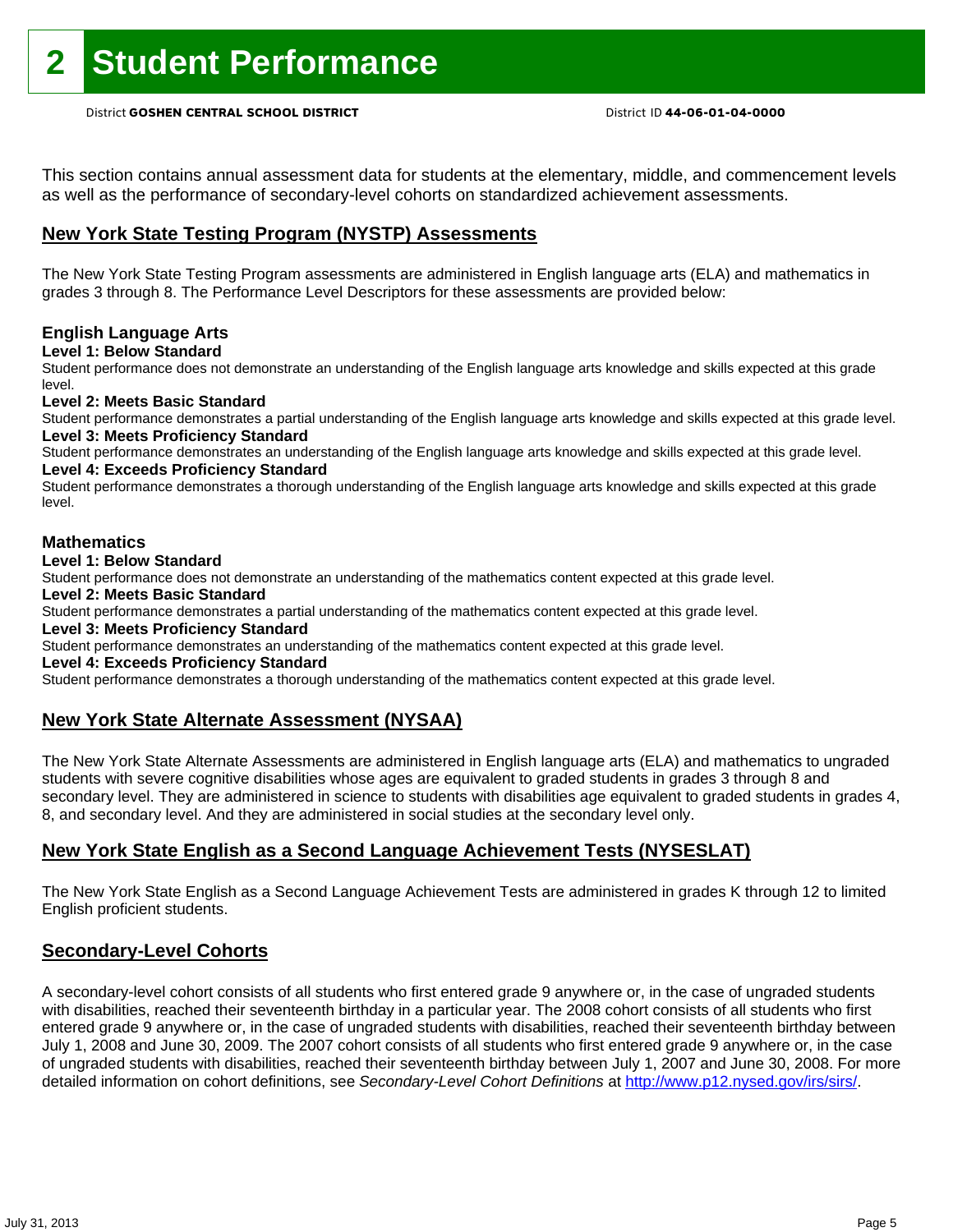# 2 Student Performance

District **GOSHEN CENTRAL SCHOOL DISTRICT** District ID **44-06-01-04-0000**

This section contains annual assessment data for students at the elementary, middle, and commencement levels as well as the performance of secondary-level cohorts on standardized achievement assessments.

## New York State Testing Program (NYSTP) Assessments

The New York State Testing Program assessments are administered in English language arts (ELA) and mathematics in grades 3 through 8. The Performance Level Descriptors for these assessments are provided below:

### English Language Arts

**Level 1: Below Standard**

Student performance does not demonstrate an understanding of the English language arts knowledge and skills expected at this grade level.

**Level 2: Meets Basic Standard**

Student performance demonstrates a partial understanding of the English language arts knowledge and skills expected at this grade level.

**Level 3: Meets Proficiency Standard**

Student performance demonstrates an understanding of the English language arts knowledge and skills expected at this grade level.

**Level 4: Exceeds Proficiency Standard**

Student performance demonstrates a thorough understanding of the English language arts knowledge and skills expected at this grade level.

### Mathematics

**Level 1: Below Standard**

Student performance does not demonstrate an understanding of the mathematics content expected at this grade level.

**Level 2: Meets Basic Standard**

Student performance demonstrates a partial understanding of the mathematics content expected at this grade level.

**Level 3: Meets Proficiency Standard**

Student performance demonstrates an understanding of the mathematics content expected at this grade level.

**Level 4: Exceeds Proficiency Standard**

Student performance demonstrates a thorough understanding of the mathematics content expected at this grade level.

## New York State Alternate Assessment (NYSAA)

The New York State Alternate Assessments are administered in English language arts (ELA) and mathematics to ungraded students with severe cognitive disabilities whose ages are equivalent to graded students in grades 3 through 8 and secondary level. They are administered in science to students with disabilities age equivalent to graded students in grades 4, 8, and secondary level. And they are administered in social studies at the secondary level only.

## New York State English as a Second Language Achievement Tests (NYSESLAT)

The New York State English as a Second Language Achievement Tests are administered in grades K through 12 to limited English proficient students.

## Secondary-Level Cohorts

A secondary-level cohort consists of all students who first entered grade 9 anywhere or, in the case of ungraded students with disabilities, reached their seventeenth birthday in a particular year. The 2008 cohort consists of all students who first entered grade 9 anywhere or, in the case of ungraded students with disabilities, reached their seventeenth birthday between July 1, 2008 and June 30, 2009. The 2007 cohort consists of all students who first entered grade 9 anywhere or, in the case of ungraded students with disabilities, reached their seventeenth birthday between July 1, 2007 and June 30, 2008. For more detailed information on cohort definitions, see *Secondary-Level Cohort Definitions* at http://www.p12.nysed.gov/irs/sirs/.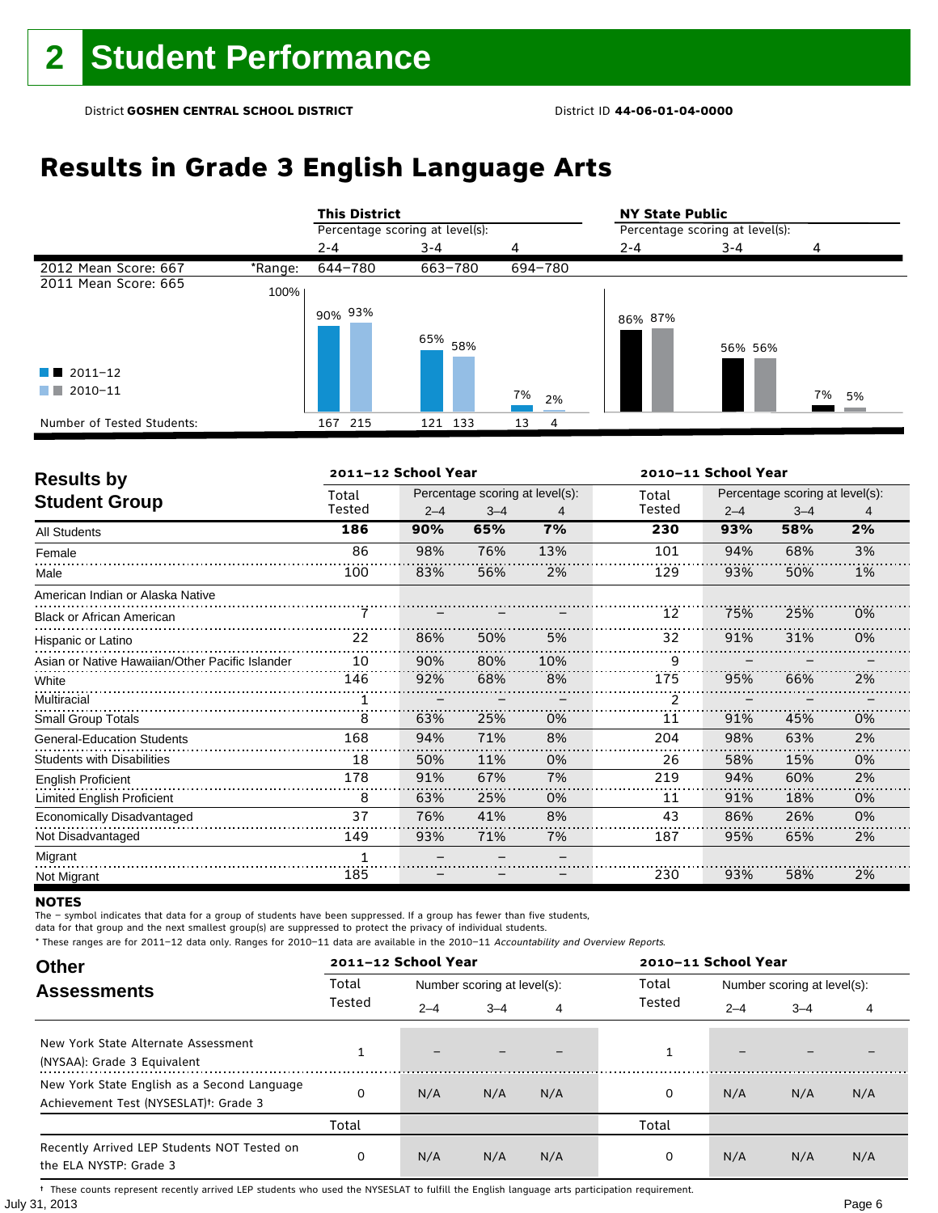# 2 Student Performance

District **GOSHEN CENTRAL SCHOOL DISTRICT** District ID **44-06-01-04-0000**

## Results in Grade 3 English Language Arts

| | | This District | | | NY State Public | | |
|---|---|---|---|---|---|---|---|
| | | Percentage scoring at level(s): | | | Percentage scoring at level(s): | | |
| | | 2-4 | 3-4 | 4 | 2-4 | 3-4 | 4 |
| 2012 Mean Score: 667 | *Range: | 644–780 | 663–780 | 694–780 | | | |
| 2011 Mean Score: 665 | | | | | | | |
| 2011–12 | | 90% | 65% | 7% | 86% | 56% | 7% |
| 2010–11 | | 93% | 58% | 2% | 87% | 56% | 5% |
| Number of Tested Students: 2011–12 | | 167 | 121 | 13 | | | |
| Number of Tested Students: 2010–11 | | 215 | 133 | 4 | | | |

### Results by Student Group

| | 2011–12 School Year | | | | 2010–11 School Year | | | |
|---|---|---|---|---|---|---|---|---|
| | Total Tested | Percentage scoring at level(s): 2–4 | 3–4 | 4 | Total Tested | Percentage scoring at level(s): 2–4 | 3–4 | 4 |
| **All Students** | **186** | **90%** | **65%** | **7%** | **230** | **93%** | **58%** | **2%** |
| Female | 86 | 98% | 76% | 13% | 101 | 94% | 68% | 3% |
| Male | 100 | 83% | 56% | 2% | 129 | 93% | 50% | 1% |
| American Indian or Alaska Native | | | | | | | | |
| Black or African American | 7 | – | – | – | 12 | 75% | 25% | 0% |
| Hispanic or Latino | 22 | 86% | 50% | 5% | 32 | 91% | 31% | 0% |
| Asian or Native Hawaiian/Other Pacific Islander | 10 | 90% | 80% | 10% | 9 | – | – | – |
| White | 146 | 92% | 68% | 8% | 175 | 95% | 66% | 2% |
| Multiracial | 1 | – | – | – | 2 | – | – | – |
| Small Group Totals | 8 | 63% | 25% | 0% | 11 | 91% | 45% | 0% |
| General-Education Students | 168 | 94% | 71% | 8% | 204 | 98% | 63% | 2% |
| Students with Disabilities | 18 | 50% | 11% | 0% | 26 | 58% | 15% | 0% |
| English Proficient | 178 | 91% | 67% | 7% | 219 | 94% | 60% | 2% |
| Limited English Proficient | 8 | 63% | 25% | 0% | 11 | 91% | 18% | 0% |
| Economically Disadvantaged | 37 | 76% | 41% | 8% | 43 | 86% | 26% | 0% |
| Not Disadvantaged | 149 | 93% | 71% | 7% | 187 | 95% | 65% | 2% |
| Migrant | 1 | – | – | – | | | | |
| Not Migrant | 185 | – | – | – | 230 | 93% | 58% | 2% |

**NOTES**

The – symbol indicates that data for a group of students have been suppressed. If a group has fewer than five students, data for that group and the next smallest group(s) are suppressed to protect the privacy of individual students.

\* These ranges are for 2011–12 data only. Ranges for 2010–11 data are available in the 2010–11 *Accountability and Overview Reports*.

### Other Assessments

| | 2011–12 School Year | | | | 2010–11 School Year | | | |
|---|---|---|---|---|---|---|---|---|
| | Total Tested | Number scoring at level(s): 2–4 | 3–4 | 4 | Total Tested | Number scoring at level(s): 2–4 | 3–4 | 4 |
| New York State Alternate Assessment (NYSAA): Grade 3 Equivalent | 1 | – | – | – | 1 | – | – | – |
| New York State English as a Second Language Achievement Test (NYSESLAT)†: Grade 3 | 0 | N/A | N/A | N/A | 0 | N/A | N/A | N/A |
| | Total | | | | Total | | | |
| Recently Arrived LEP Students NOT Tested on the ELA NYSTP: Grade 3 | 0 | N/A | N/A | N/A | 0 | N/A | N/A | N/A |

† These counts represent recently arrived LEP students who used the NYSESLAT to fulfill the English language arts participation requirement.

July 31, 2013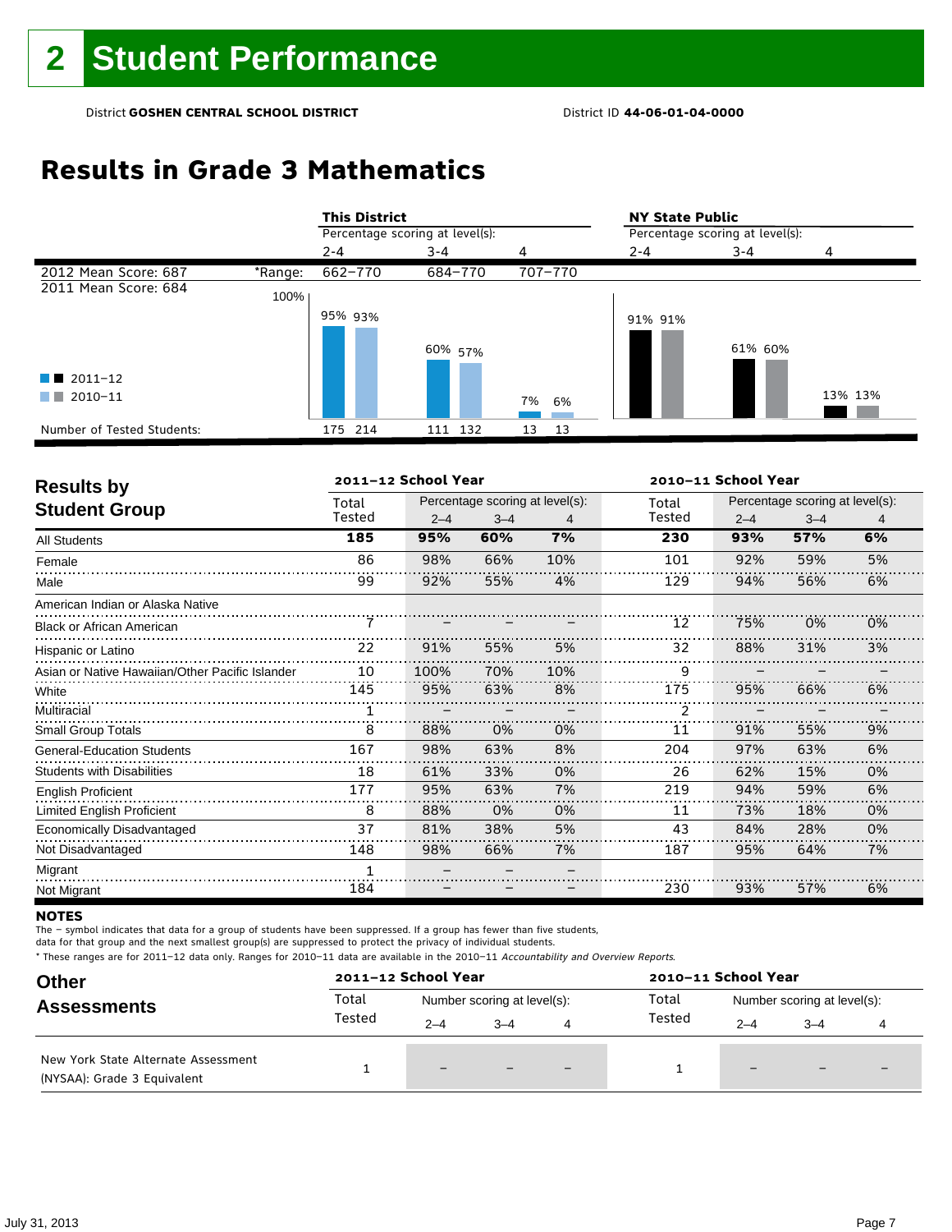# 2 Student Performance

District **GOSHEN CENTRAL SCHOOL DISTRICT** District ID **44-06-01-04-0000**

## Results in Grade 3 Mathematics

| | This District 2–4 | This District 3–4 | This District 4 | NY State Public 2–4 | NY State Public 3–4 | NY State Public 4 |
|---|---|---|---|---|---|---|
| 2012 Mean Score: 687 *Range: | 662–770 | 684–770 | 707–770 | | | |
| 2011 Mean Score: 684 | | | | | | |
| 2011–12 | 95% | 60% | 7% | 91% | 61% | 13% |
| 2010–11 | 93% | 57% | 6% | 91% | 60% | 13% |
| Number of Tested Students: 2011–12 | 175 | 111 | 13 | | | |
| Number of Tested Students: 2010–11 | 214 | 132 | 13 | | | |

## Results by Student Group

| | 2011–12 Total Tested | 2011–12 2–4 | 2011–12 3–4 | 2011–12 4 | 2010–11 Total Tested | 2010–11 2–4 | 2010–11 3–4 | 2010–11 4 |
|---|---|---|---|---|---|---|---|---|
| **All Students** | **185** | **95%** | **60%** | **7%** | **230** | **93%** | **57%** | **6%** |
| Female | 86 | 98% | 66% | 10% | 101 | 92% | 59% | 5% |
| Male | 99 | 92% | 55% | 4% | 129 | 94% | 56% | 6% |
| American Indian or Alaska Native | | | | | | | | |
| Black or African American | 7 | – | – | – | 12 | 75% | 0% | 0% |
| Hispanic or Latino | 22 | 91% | 55% | 5% | 32 | 88% | 31% | 3% |
| Asian or Native Hawaiian/Other Pacific Islander | 10 | 100% | 70% | 10% | 9 | – | – | – |
| White | 145 | 95% | 63% | 8% | 175 | 95% | 66% | 6% |
| Multiracial | 1 | – | – | – | 2 | – | – | – |
| Small Group Totals | 8 | 88% | 0% | 0% | 11 | 91% | 55% | 9% |
| General-Education Students | 167 | 98% | 63% | 8% | 204 | 97% | 63% | 6% |
| Students with Disabilities | 18 | 61% | 33% | 0% | 26 | 62% | 15% | 0% |
| English Proficient | 177 | 95% | 63% | 7% | 219 | 94% | 59% | 6% |
| Limited English Proficient | 8 | 88% | 0% | 0% | 11 | 73% | 18% | 0% |
| Economically Disadvantaged | 37 | 81% | 38% | 5% | 43 | 84% | 28% | 0% |
| Not Disadvantaged | 148 | 98% | 66% | 7% | 187 | 95% | 64% | 7% |
| Migrant | 1 | – | – | – | | | | |
| Not Migrant | 184 | – | – | – | 230 | 93% | 57% | 6% |

**NOTES**

The – symbol indicates that data for a group of students have been suppressed. If a group has fewer than five students, data for that group and the next smallest group(s) are suppressed to protect the privacy of individual students.

* These ranges are for 2011–12 data only. Ranges for 2010–11 data are available in the 2010–11 *Accountability and Overview Reports*.

## Other Assessments

| | 2011–12 Total Tested | 2011–12 2–4 | 2011–12 3–4 | 2011–12 4 | 2010–11 Total Tested | 2010–11 2–4 | 2010–11 3–4 | 2010–11 4 |
|---|---|---|---|---|---|---|---|---|
| New York State Alternate Assessment (NYSAA): Grade 3 Equivalent | 1 | – | – | – | 1 | – | – | – |

(Number scoring at level(s).)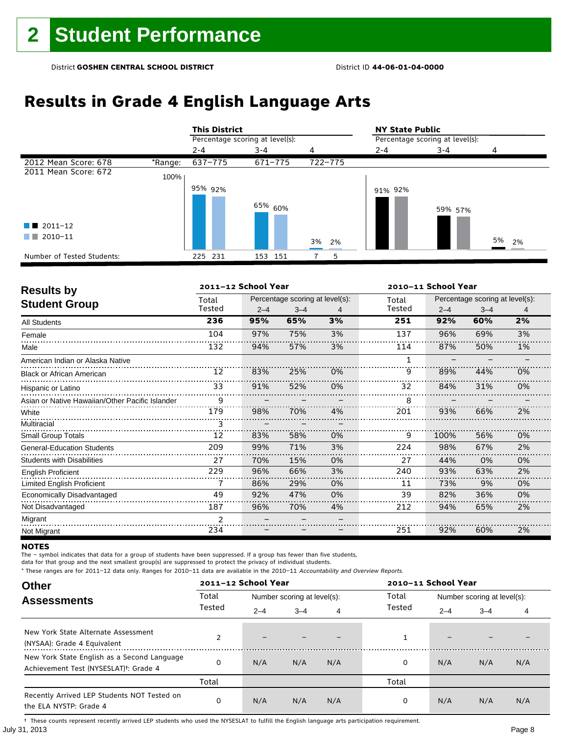# 2 Student Performance

District **GOSHEN CENTRAL SCHOOL DISTRICT** District ID **44-06-01-04-0000**

## Results in Grade 4 English Language Arts

| | | This District | | | NY State Public | | |
|---|---|---|---|---|---|---|---|
| | | Percentage scoring at level(s): | | | Percentage scoring at level(s): | | |
| | | 2-4 | 3-4 | 4 | 2-4 | 3-4 | 4 |
| 2012 Mean Score: 678 | *Range: | 637–775 | 671–775 | 722–775 | | | |
| 2011 Mean Score: 672 | | | | | | | |
| 2011–12 | | 95% | 65% | 3% | 91% | 59% | 5% |
| 2010–11 | | 92% | 60% | 2% | 92% | 57% | 2% |
| Number of Tested Students: 2011–12 | | 225 | 153 | 7 | | | |
| Number of Tested Students: 2010–11 | | 231 | 151 | 5 | | | |

### Results by Student Group

| | 2011–12 School Year | | | | 2010–11 School Year | | | |
|---|---|---|---|---|---|---|---|---|
| | Total Tested | Percentage scoring at level(s): 2–4 | 3–4 | 4 | Total Tested | Percentage scoring at level(s): 2–4 | 3–4 | 4 |
| **All Students** | **236** | **95%** | **65%** | **3%** | **251** | **92%** | **60%** | **2%** |
| Female | 104 | 97% | 75% | 3% | 137 | 96% | 69% | 3% |
| Male | 132 | 94% | 57% | 3% | 114 | 87% | 50% | 1% |
| American Indian or Alaska Native | | | | | 1 | – | – | – |
| Black or African American | 12 | 83% | 25% | 0% | 9 | 89% | 44% | 0% |
| Hispanic or Latino | 33 | 91% | 52% | 0% | 32 | 84% | 31% | 0% |
| Asian or Native Hawaiian/Other Pacific Islander | 9 | – | – | – | 8 | – | – | – |
| White | 179 | 98% | 70% | 4% | 201 | 93% | 66% | 2% |
| Multiracial | 3 | – | – | – | | | | |
| Small Group Totals | 12 | 83% | 58% | 0% | 9 | 100% | 56% | 0% |
| General-Education Students | 209 | 99% | 71% | 3% | 224 | 98% | 67% | 2% |
| Students with Disabilities | 27 | 70% | 15% | 0% | 27 | 44% | 0% | 0% |
| English Proficient | 229 | 96% | 66% | 3% | 240 | 93% | 63% | 2% |
| Limited English Proficient | 7 | 86% | 29% | 0% | 11 | 73% | 9% | 0% |
| Economically Disadvantaged | 49 | 92% | 47% | 0% | 39 | 82% | 36% | 0% |
| Not Disadvantaged | 187 | 96% | 70% | 4% | 212 | 94% | 65% | 2% |
| Migrant | 2 | – | – | – | | | | |
| Not Migrant | 234 | – | – | – | 251 | 92% | 60% | 2% |

**NOTES**

The – symbol indicates that data for a group of students have been suppressed. If a group has fewer than five students, data for that group and the next smallest group(s) are suppressed to protect the privacy of individual students.

* These ranges are for 2011–12 data only. Ranges for 2010–11 data are available in the 2010–11 *Accountability and Overview Reports.*

### Other Assessments

| | 2011–12 School Year | | | | 2010–11 School Year | | | |
|---|---|---|---|---|---|---|---|---|
| | Total Tested | Number scoring at level(s): 2–4 | 3–4 | 4 | Total Tested | Number scoring at level(s): 2–4 | 3–4 | 4 |
| New York State Alternate Assessment (NYSAA): Grade 4 Equivalent | 2 | – | – | – | 1 | – | – | – |
| New York State English as a Second Language Achievement Test (NYSESLAT)†: Grade 4 | 0 | N/A | N/A | N/A | 0 | N/A | N/A | N/A |
| | Total | | | | Total | | | |
| Recently Arrived LEP Students NOT Tested on the ELA NYSTP: Grade 4 | 0 | N/A | N/A | N/A | 0 | N/A | N/A | N/A |

† These counts represent recently arrived LEP students who used the NYSESLAT to fulfill the English language arts participation requirement.

July 31, 2013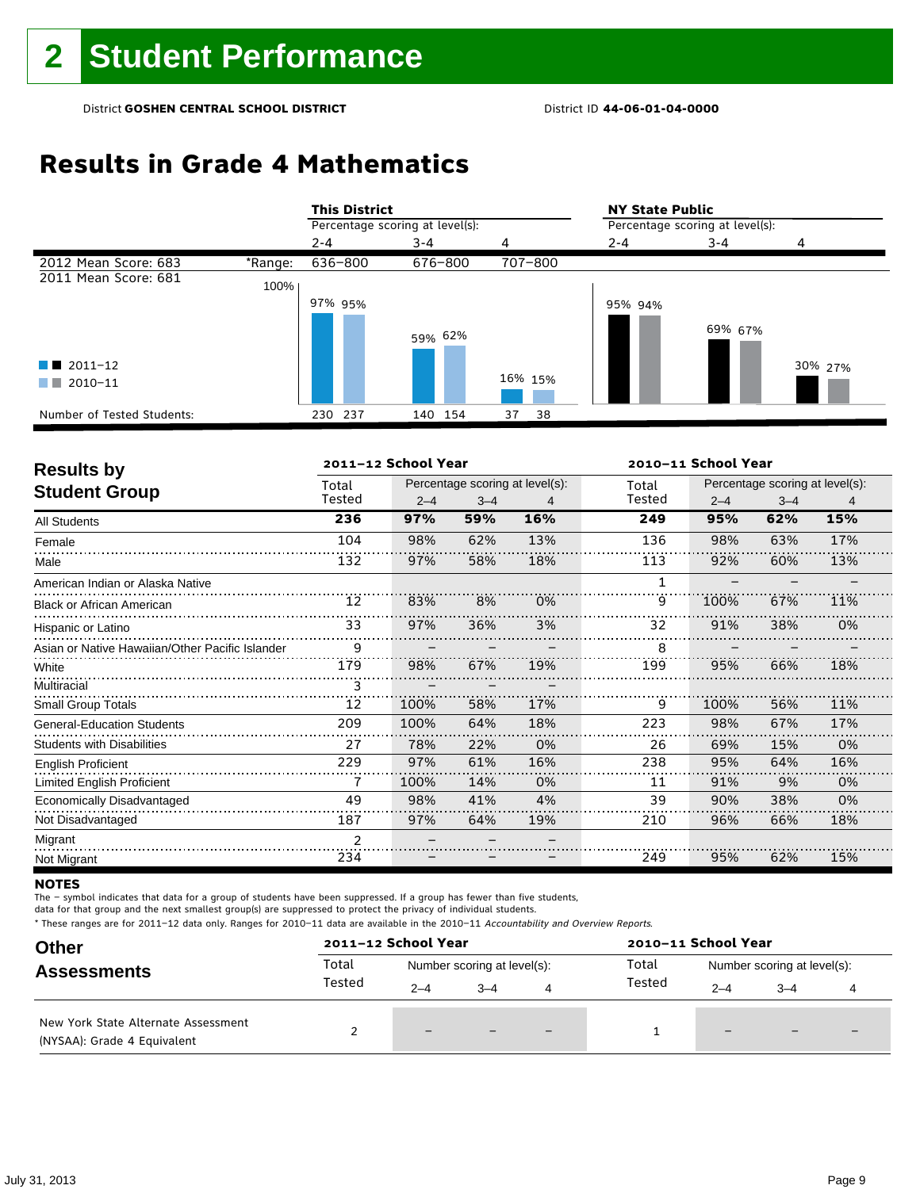# 2 Student Performance

District **GOSHEN CENTRAL SCHOOL DISTRICT** District ID **44-06-01-04-0000**

## Results in Grade 4 Mathematics

| | | This District | | | NY State Public | | |
|---|---|---|---|---|---|---|---|
| | | Percentage scoring at level(s): | | | Percentage scoring at level(s): | | |
| | | 2-4 | 3-4 | 4 | 2-4 | 3-4 | 4 |
| 2012 Mean Score: 683 | *Range: | 636–800 | 676–800 | 707–800 | | | |
| 2011 Mean Score: 681 | | | | | | | |
| 2011–12 | | 97% | 59% | 16% | 95% | 69% | 30% |
| 2010–11 | | 95% | 62% | 15% | 94% | 67% | 27% |
| Number of Tested Students: 2011–12 | | 230 | 140 | 37 | | | |
| Number of Tested Students: 2010–11 | | 237 | 154 | 38 | | | |

| Results by Student Group | 2011–12 School Year | | | | 2010–11 School Year | | | |
|---|---|---|---|---|---|---|---|---|
| | Total Tested | Percentage scoring at level(s): | | | Total Tested | Percentage scoring at level(s): | | |
| | | 2–4 | 3–4 | 4 | | 2–4 | 3–4 | 4 |
| **All Students** | **236** | **97%** | **59%** | **16%** | **249** | **95%** | **62%** | **15%** |
| Female | 104 | 98% | 62% | 13% | 136 | 98% | 63% | 17% |
| Male | 132 | 97% | 58% | 18% | 113 | 92% | 60% | 13% |
| American Indian or Alaska Native | | | | | 1 | – | – | – |
| Black or African American | 12 | 83% | 8% | 0% | 9 | 100% | 67% | 11% |
| Hispanic or Latino | 33 | 97% | 36% | 3% | 32 | 91% | 38% | 0% |
| Asian or Native Hawaiian/Other Pacific Islander | 9 | – | – | – | 8 | – | – | – |
| White | 179 | 98% | 67% | 19% | 199 | 95% | 66% | 18% |
| Multiracial | 3 | – | – | – | | | | |
| Small Group Totals | 12 | 100% | 58% | 17% | 9 | 100% | 56% | 11% |
| General-Education Students | 209 | 100% | 64% | 18% | 223 | 98% | 67% | 17% |
| Students with Disabilities | 27 | 78% | 22% | 0% | 26 | 69% | 15% | 0% |
| English Proficient | 229 | 97% | 61% | 16% | 238 | 95% | 64% | 16% |
| Limited English Proficient | 7 | 100% | 14% | 0% | 11 | 91% | 9% | 0% |
| Economically Disadvantaged | 49 | 98% | 41% | 4% | 39 | 90% | 38% | 0% |
| Not Disadvantaged | 187 | 97% | 64% | 19% | 210 | 96% | 66% | 18% |
| Migrant | 2 | – | – | – | | | | |
| Not Migrant | 234 | – | – | – | 249 | 95% | 62% | 15% |

**NOTES**

The – symbol indicates that data for a group of students have been suppressed. If a group has fewer than five students, data for that group and the next smallest group(s) are suppressed to protect the privacy of individual students.

* These ranges are for 2011–12 data only. Ranges for 2010–11 data are available in the 2010–11 *Accountability and Overview Reports*.

| Other Assessments | 2011–12 School Year | | | | 2010–11 School Year | | | |
|---|---|---|---|---|---|---|---|---|
| | Total Tested | Number scoring at level(s): | | | Total Tested | Number scoring at level(s): | | |
| | | 2–4 | 3–4 | 4 | | 2–4 | 3–4 | 4 |
| New York State Alternate Assessment (NYSAA): Grade 4 Equivalent | 2 | – | – | – | 1 | – | – | – |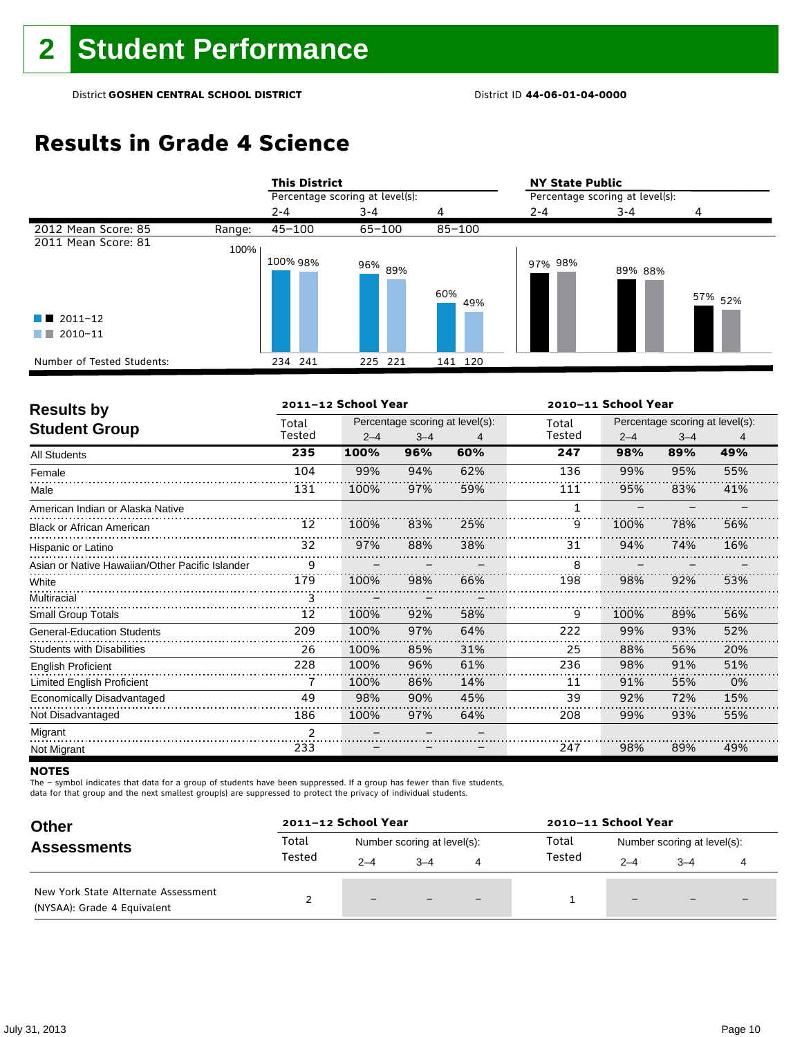# 2 Student Performance

District **GOSHEN CENTRAL SCHOOL DISTRICT** District ID **44-06-01-04-0000**

## Results in Grade 4 Science

| | This District | | | NY State Public | | |
|---|---|---|---|---|---|---|
| | Percentage scoring at level(s): | | | Percentage scoring at level(s): | | |
| | 2-4 | 3-4 | 4 | 2-4 | 3-4 | 4 |
| 2012 Mean Score: 85 — Range: | 45–100 | 65–100 | 85–100 | | | |
| 2011 Mean Score: 81 | | | | | | |
| 2011–12 | 100% | 96% | 60% | 97% | 89% | 57% |
| 2010–11 | 98% | 89% | 49% | 98% | 88% | 52% |
| Number of Tested Students: 2011–12 | 234 | 225 | 141 | | | |
| Number of Tested Students: 2010–11 | 241 | 221 | 120 | | | |

## Results by Student Group

| | 2011–12 School Year | | | | 2010–11 School Year | | | |
|---|---|---|---|---|---|---|---|---|
| | Total Tested | Percentage scoring at level(s): | | | Total Tested | Percentage scoring at level(s): | | |
| | | 2–4 | 3–4 | 4 | | 2–4 | 3–4 | 4 |
| **All Students** | **235** | **100%** | **96%** | **60%** | **247** | **98%** | **89%** | **49%** |
| Female | 104 | 99% | 94% | 62% | 136 | 99% | 95% | 55% |
| Male | 131 | 100% | 97% | 59% | 111 | 95% | 83% | 41% |
| American Indian or Alaska Native | | | | | 1 | – | – | – |
| Black or African American | 12 | 100% | 83% | 25% | 9 | 100% | 78% | 56% |
| Hispanic or Latino | 32 | 97% | 88% | 38% | 31 | 94% | 74% | 16% |
| Asian or Native Hawaiian/Other Pacific Islander | 9 | – | – | – | 8 | – | – | – |
| White | 179 | 100% | 98% | 66% | 198 | 98% | 92% | 53% |
| Multiracial | 3 | – | – | – | | | | |
| Small Group Totals | 12 | 100% | 92% | 58% | 9 | 100% | 89% | 56% |
| General-Education Students | 209 | 100% | 97% | 64% | 222 | 99% | 93% | 52% |
| Students with Disabilities | 26 | 100% | 85% | 31% | 25 | 88% | 56% | 20% |
| English Proficient | 228 | 100% | 96% | 61% | 236 | 98% | 91% | 51% |
| Limited English Proficient | 7 | 100% | 86% | 14% | 11 | 91% | 55% | 0% |
| Economically Disadvantaged | 49 | 98% | 90% | 45% | 39 | 92% | 72% | 15% |
| Not Disadvantaged | 186 | 100% | 97% | 64% | 208 | 99% | 93% | 55% |
| Migrant | 2 | – | – | – | | | | |
| Not Migrant | 233 | – | – | – | 247 | 98% | 89% | 49% |

**NOTES**

The – symbol indicates that data for a group of students have been suppressed. If a group has fewer than five students, data for that group and the next smallest group(s) are suppressed to protect the privacy of individual students.

## Other Assessments

| | 2011–12 School Year | | | | 2010–11 School Year | | | |
|---|---|---|---|---|---|---|---|---|
| | Total Tested | Number scoring at level(s): | | | Total Tested | Number scoring at level(s): | | |
| | | 2–4 | 3–4 | 4 | | 2–4 | 3–4 | 4 |
| New York State Alternate Assessment (NYSAA): Grade 4 Equivalent | 2 | – | – | – | 1 | – | – | – |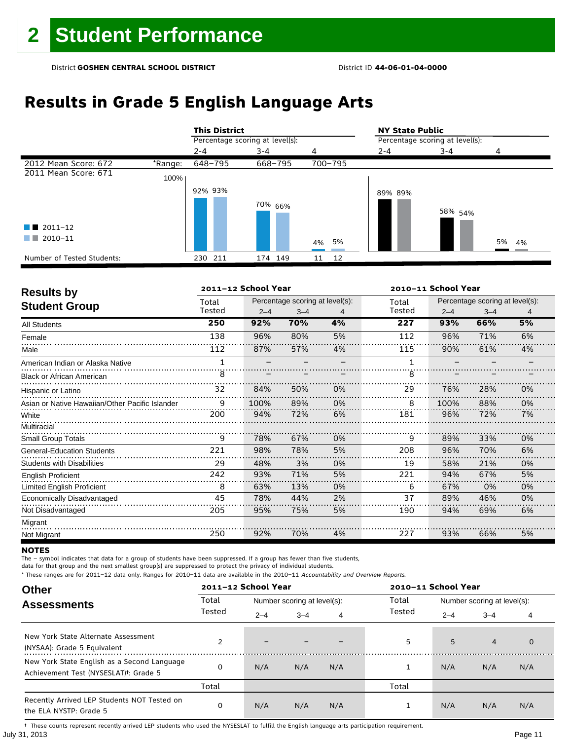# 2 Student Performance

District **GOSHEN CENTRAL SCHOOL DISTRICT** District ID **44-06-01-04-0000**

## Results in Grade 5 English Language Arts

| | | This District | | | NY State Public | | |
|---|---|---|---|---|---|---|---|
| | | Percentage scoring at level(s): | | | Percentage scoring at level(s): | | |
| | | 2-4 | 3-4 | 4 | 2-4 | 3-4 | 4 |
| 2012 Mean Score: 672 | *Range: | 648–795 | 668–795 | 700–795 | | | |
| 2011 Mean Score: 671 | | | | | | | |
| 2011–12 | | 92% | 70% | 4% | 89% | 58% | 5% |
| 2010–11 | | 93% | 66% | 5% | 89% | 54% | 4% |
| Number of Tested Students: 2011–12 | | 230 | 174 | 11 | | | |
| Number of Tested Students: 2010–11 | | 211 | 149 | 12 | | | |

## Results by Student Group

| | 2011–12 School Year | | | | 2010–11 School Year | | | |
|---|---|---|---|---|---|---|---|---|
| | Total Tested | Percentage scoring at level(s): | | | Total Tested | Percentage scoring at level(s): | | |
| | | 2–4 | 3–4 | 4 | | 2–4 | 3–4 | 4 |
| **All Students** | **250** | **92%** | **70%** | **4%** | **227** | **93%** | **66%** | **5%** |
| Female | 138 | 96% | 80% | 5% | 112 | 96% | 71% | 6% |
| Male | 112 | 87% | 57% | 4% | 115 | 90% | 61% | 4% |
| American Indian or Alaska Native | 1 | – | – | – | 1 | – | – | – |
| Black or African American | 8 | – | – | – | 8 | – | – | – |
| Hispanic or Latino | 32 | 84% | 50% | 0% | 29 | 76% | 28% | 0% |
| Asian or Native Hawaiian/Other Pacific Islander | 9 | 100% | 89% | 0% | 8 | 100% | 88% | 0% |
| White | 200 | 94% | 72% | 6% | 181 | 96% | 72% | 7% |
| Multiracial | | | | | | | | |
| Small Group Totals | 9 | 78% | 67% | 0% | 9 | 89% | 33% | 0% |
| General-Education Students | 221 | 98% | 78% | 5% | 208 | 96% | 70% | 6% |
| Students with Disabilities | 29 | 48% | 3% | 0% | 19 | 58% | 21% | 0% |
| English Proficient | 242 | 93% | 71% | 5% | 221 | 94% | 67% | 5% |
| Limited English Proficient | 8 | 63% | 13% | 0% | 6 | 67% | 0% | 0% |
| Economically Disadvantaged | 45 | 78% | 44% | 2% | 37 | 89% | 46% | 0% |
| Not Disadvantaged | 205 | 95% | 75% | 5% | 190 | 94% | 69% | 6% |
| Migrant | | | | | | | | |
| Not Migrant | 250 | 92% | 70% | 4% | 227 | 93% | 66% | 5% |

**NOTES**

The – symbol indicates that data for a group of students have been suppressed. If a group has fewer than five students, data for that group and the next smallest group(s) are suppressed to protect the privacy of individual students.

\* These ranges are for 2011–12 data only. Ranges for 2010–11 data are available in the 2010–11 *Accountability and Overview Reports*.

## Other Assessments

| | 2011–12 School Year | | | | 2010–11 School Year | | | |
|---|---|---|---|---|---|---|---|---|
| | Total Tested | Number scoring at level(s): | | | Total Tested | Number scoring at level(s): | | |
| | | 2–4 | 3–4 | 4 | | 2–4 | 3–4 | 4 |
| New York State Alternate Assessment (NYSAA): Grade 5 Equivalent | 2 | – | – | – | 5 | 5 | 4 | 0 |
| New York State English as a Second Language Achievement Test (NYSESLAT)†: Grade 5 | 0 | N/A | N/A | N/A | 1 | N/A | N/A | N/A |
| | Total | | | | Total | | | |
| Recently Arrived LEP Students NOT Tested on the ELA NYSTP: Grade 5 | 0 | N/A | N/A | N/A | 1 | N/A | N/A | N/A |

† These counts represent recently arrived LEP students who used the NYSESLAT to fulfill the English language arts participation requirement.

July 31, 2013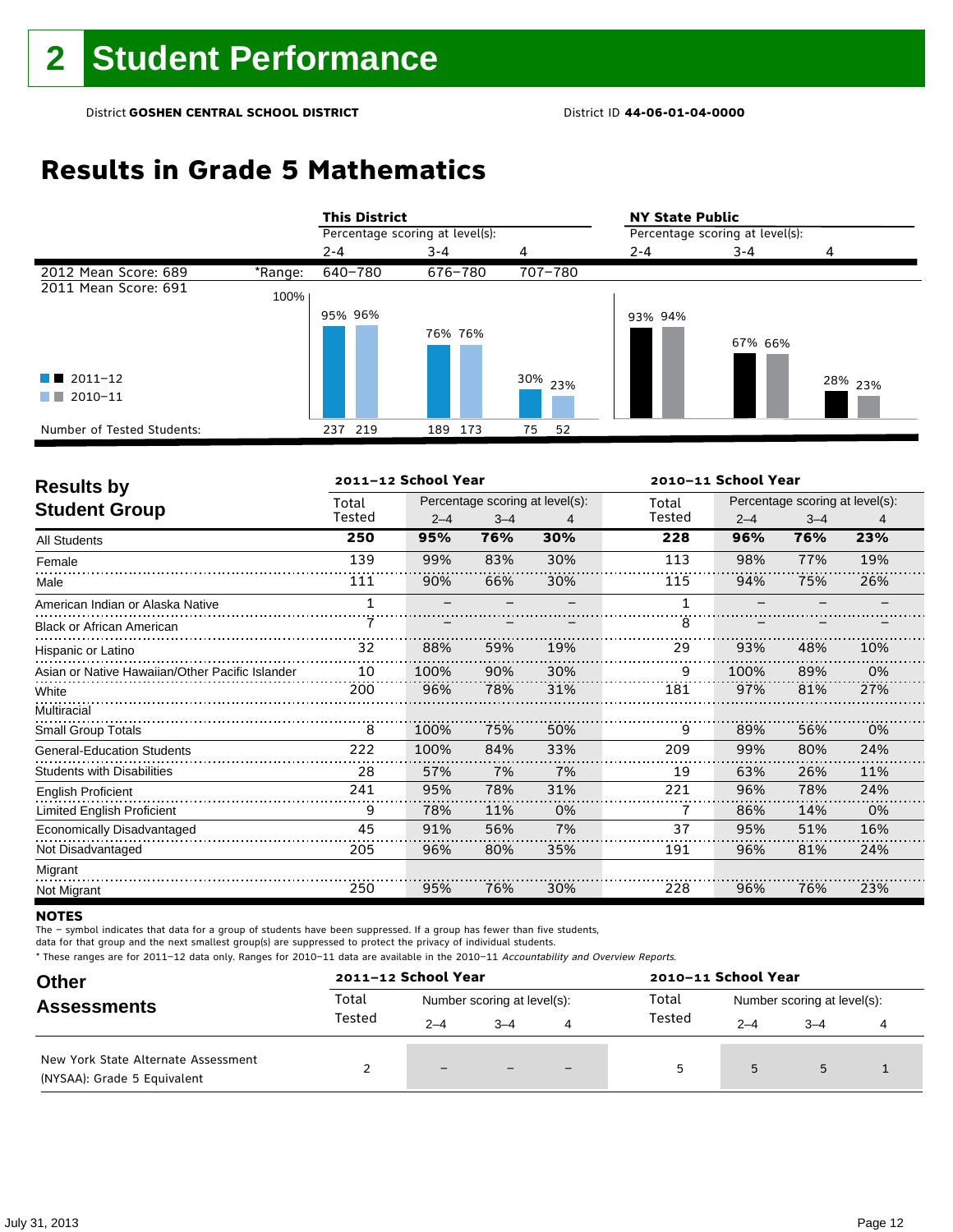# 2 Student Performance

District **GOSHEN CENTRAL SCHOOL DISTRICT** District ID **44-06-01-04-0000**

## Results in Grade 5 Mathematics

| | | This District | | | NY State Public | | |
|---|---|---|---|---|---|---|---|
| | | Percentage scoring at level(s): | | | Percentage scoring at level(s): | | |
| | | 2-4 | 3-4 | 4 | 2-4 | 3-4 | 4 |
| 2012 Mean Score: 689 | *Range: | 640–780 | 676–780 | 707–780 | | | |
| 2011 Mean Score: 691 | | | | | | | |
| 2011–12 | | 95% | 76% | 30% | 93% | 67% | 28% |
| 2010–11 | | 96% | 76% | 23% | 94% | 66% | 23% |
| Number of Tested Students: 2011–12 | | 237 | 189 | 75 | | | |
| Number of Tested Students: 2010–11 | | 219 | 173 | 52 | | | |

## Results by Student Group

| | 2011–12 School Year | | | | 2010–11 School Year | | | |
|---|---|---|---|---|---|---|---|---|
| | Total Tested | Percentage scoring at level(s): | | | Total Tested | Percentage scoring at level(s): | | |
| | | 2–4 | 3–4 | 4 | | 2–4 | 3–4 | 4 |
| **All Students** | **250** | **95%** | **76%** | **30%** | **228** | **96%** | **76%** | **23%** |
| Female | 139 | 99% | 83% | 30% | 113 | 98% | 77% | 19% |
| Male | 111 | 90% | 66% | 30% | 115 | 94% | 75% | 26% |
| American Indian or Alaska Native | 1 | – | – | – | 1 | – | – | – |
| Black or African American | 7 | – | – | – | 8 | – | – | – |
| Hispanic or Latino | 32 | 88% | 59% | 19% | 29 | 93% | 48% | 10% |
| Asian or Native Hawaiian/Other Pacific Islander | 10 | 100% | 90% | 30% | 9 | 100% | 89% | 0% |
| White | 200 | 96% | 78% | 31% | 181 | 97% | 81% | 27% |
| Multiracial | | | | | | | | |
| Small Group Totals | 8 | 100% | 75% | 50% | 9 | 89% | 56% | 0% |
| General-Education Students | 222 | 100% | 84% | 33% | 209 | 99% | 80% | 24% |
| Students with Disabilities | 28 | 57% | 7% | 7% | 19 | 63% | 26% | 11% |
| English Proficient | 241 | 95% | 78% | 31% | 221 | 96% | 78% | 24% |
| Limited English Proficient | 9 | 78% | 11% | 0% | 7 | 86% | 14% | 0% |
| Economically Disadvantaged | 45 | 91% | 56% | 7% | 37 | 95% | 51% | 16% |
| Not Disadvantaged | 205 | 96% | 80% | 35% | 191 | 96% | 81% | 24% |
| Migrant | | | | | | | | |
| Not Migrant | 250 | 95% | 76% | 30% | 228 | 96% | 76% | 23% |

**NOTES**

The – symbol indicates that data for a group of students have been suppressed. If a group has fewer than five students, data for that group and the next smallest group(s) are suppressed to protect the privacy of individual students.

* These ranges are for 2011–12 data only. Ranges for 2010–11 data are available in the 2010–11 *Accountability and Overview Reports.*

## Other Assessments

| | 2011–12 School Year | | | | 2010–11 School Year | | | |
|---|---|---|---|---|---|---|---|---|
| | Total Tested | Number scoring at level(s): | | | Total Tested | Number scoring at level(s): | | |
| | | 2–4 | 3–4 | 4 | | 2–4 | 3–4 | 4 |
| New York State Alternate Assessment (NYSAA): Grade 5 Equivalent | 2 | – | – | – | 5 | 5 | 5 | 1 |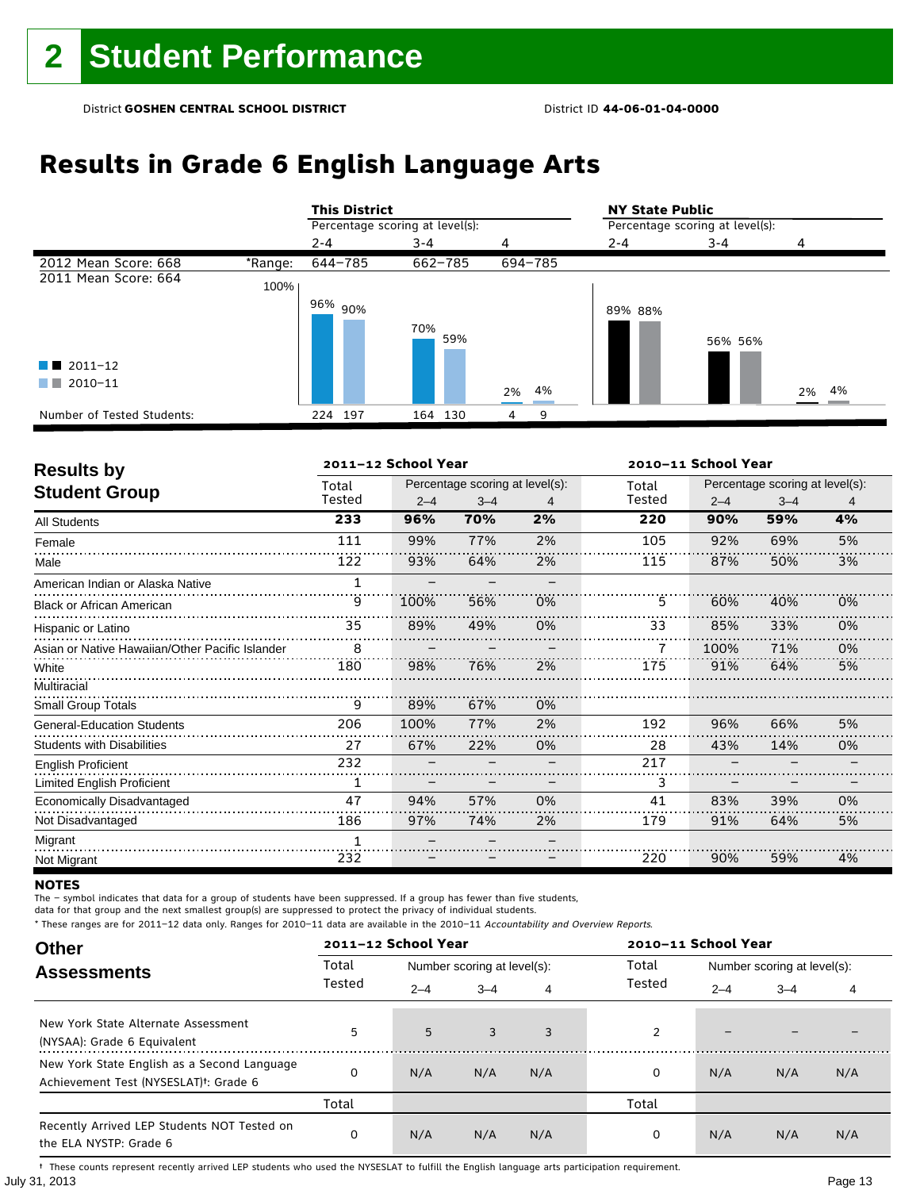# 2 Student Performance

District **GOSHEN CENTRAL SCHOOL DISTRICT** District ID **44-06-01-04-0000**

## Results in Grade 6 English Language Arts

| | | This District | | | NY State Public | | |
|---|---|---|---|---|---|---|---|
| | | Percentage scoring at level(s): | | | Percentage scoring at level(s): | | |
| | | 2-4 | 3-4 | 4 | 2-4 | 3-4 | 4 |
| 2012 Mean Score: 668 | *Range: | 644–785 | 662–785 | 694–785 | | | |
| 2011 Mean Score: 664 | | | | | | | |
| 2011–12 | | 96% | 70% | 2% | 89% | 56% | 2% |
| 2010–11 | | 90% | 59% | 4% | 88% | 56% | 4% |
| Number of Tested Students: 2011–12 | | 224 | 164 | 4 | | | |
| Number of Tested Students: 2010–11 | | 197 | 130 | 9 | | | |

### Results by Student Group

| | 2011–12 School Year | | | | 2010–11 School Year | | | |
|---|---|---|---|---|---|---|---|---|
| | Total Tested | Percentage scoring at level(s): 2–4 | 3–4 | 4 | Total Tested | Percentage scoring at level(s): 2–4 | 3–4 | 4 |
| **All Students** | **233** | **96%** | **70%** | **2%** | **220** | **90%** | **59%** | **4%** |
| Female | 111 | 99% | 77% | 2% | 105 | 92% | 69% | 5% |
| Male | 122 | 93% | 64% | 2% | 115 | 87% | 50% | 3% |
| American Indian or Alaska Native | 1 | – | – | – | | | | |
| Black or African American | 9 | 100% | 56% | 0% | 5 | 60% | 40% | 0% |
| Hispanic or Latino | 35 | 89% | 49% | 0% | 33 | 85% | 33% | 0% |
| Asian or Native Hawaiian/Other Pacific Islander | 8 | – | – | – | 7 | 100% | 71% | 0% |
| White | 180 | 98% | 76% | 2% | 175 | 91% | 64% | 5% |
| Multiracial | | | | | | | | |
| Small Group Totals | 9 | 89% | 67% | 0% | | | | |
| General-Education Students | 206 | 100% | 77% | 2% | 192 | 96% | 66% | 5% |
| Students with Disabilities | 27 | 67% | 22% | 0% | 28 | 43% | 14% | 0% |
| English Proficient | 232 | – | – | – | 217 | – | – | – |
| Limited English Proficient | 1 | – | – | – | 3 | – | – | – |
| Economically Disadvantaged | 47 | 94% | 57% | 0% | 41 | 83% | 39% | 0% |
| Not Disadvantaged | 186 | 97% | 74% | 2% | 179 | 91% | 64% | 5% |
| Migrant | 1 | – | – | – | | | | |
| Not Migrant | 232 | – | – | – | 220 | 90% | 59% | 4% |

**NOTES**

The – symbol indicates that data for a group of students have been suppressed. If a group has fewer than five students, data for that group and the next smallest group(s) are suppressed to protect the privacy of individual students.

* These ranges are for 2011–12 data only. Ranges for 2010–11 data are available in the 2010–11 *Accountability and Overview Reports*.

### Other Assessments

| | 2011–12 School Year | | | | 2010–11 School Year | | | |
|---|---|---|---|---|---|---|---|---|
| | Total Tested | Number scoring at level(s): 2–4 | 3–4 | 4 | Total Tested | Number scoring at level(s): 2–4 | 3–4 | 4 |
| New York State Alternate Assessment (NYSAA): Grade 6 Equivalent | 5 | 5 | 3 | 3 | 2 | – | – | – |
| New York State English as a Second Language Achievement Test (NYSESLAT)†: Grade 6 | 0 | N/A | N/A | N/A | 0 | N/A | N/A | N/A |
| | Total | | | | Total | | | |
| Recently Arrived LEP Students NOT Tested on the ELA NYSTP: Grade 6 | 0 | N/A | N/A | N/A | 0 | N/A | N/A | N/A |

† These counts represent recently arrived LEP students who used the NYSESLAT to fulfill the English language arts participation requirement.

July 31, 2013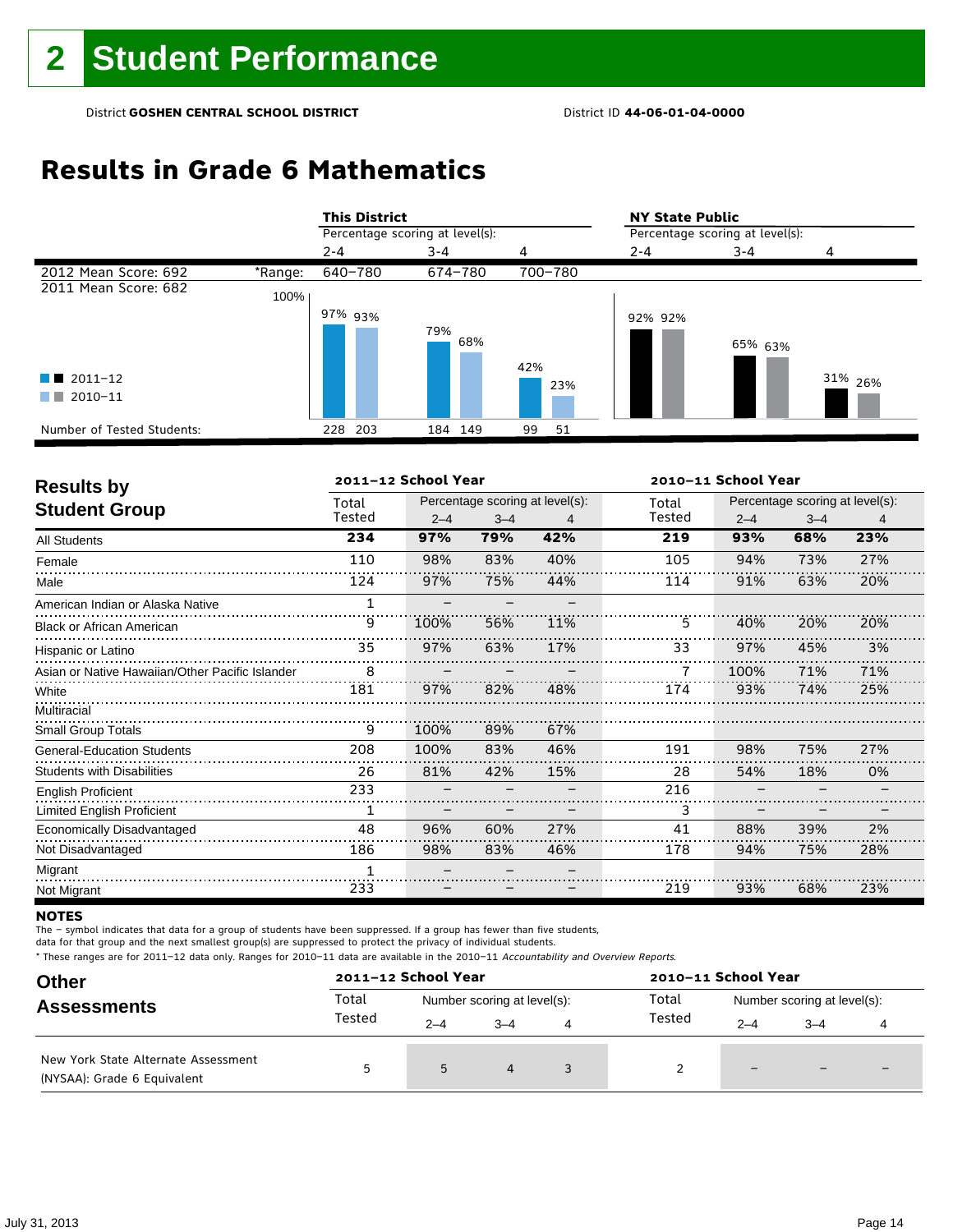# 2 Student Performance

District **GOSHEN CENTRAL SCHOOL DISTRICT** District ID **44-06-01-04-0000**

## Results in Grade 6 Mathematics

| | | This District | | | NY State Public | | |
|---|---|---|---|---|---|---|---|
| | | Percentage scoring at level(s): | | | Percentage scoring at level(s): | | |
| | | 2-4 | 3-4 | 4 | 2-4 | 3-4 | 4 |
| 2012 Mean Score: 692 | *Range: | 640–780 | 674–780 | 700–780 | | | |
| 2011 Mean Score: 682 | | | | | | | |
| 2011–12 | | 97% | 79% | 42% | 92% | 65% | 31% |
| 2010–11 | | 93% | 68% | 23% | 92% | 63% | 26% |
| Number of Tested Students: 2011–12 | | 228 | 184 | 99 | | | |
| Number of Tested Students: 2010–11 | | 203 | 149 | 51 | | | |

## Results by Student Group

| | 2011–12 School Year | | | | 2010–11 School Year | | | |
|---|---|---|---|---|---|---|---|---|
| | Total Tested | Percentage scoring at level(s): | | | Total Tested | Percentage scoring at level(s): | | |
| | | 2–4 | 3–4 | 4 | | 2–4 | 3–4 | 4 |
| **All Students** | **234** | **97%** | **79%** | **42%** | **219** | **93%** | **68%** | **23%** |
| Female | 110 | 98% | 83% | 40% | 105 | 94% | 73% | 27% |
| Male | 124 | 97% | 75% | 44% | 114 | 91% | 63% | 20% |
| American Indian or Alaska Native | 1 | – | – | – | | | | |
| Black or African American | 9 | 100% | 56% | 11% | 5 | 40% | 20% | 20% |
| Hispanic or Latino | 35 | 97% | 63% | 17% | 33 | 97% | 45% | 3% |
| Asian or Native Hawaiian/Other Pacific Islander | 8 | – | – | – | 7 | 100% | 71% | 71% |
| White | 181 | 97% | 82% | 48% | 174 | 93% | 74% | 25% |
| Multiracial | | | | | | | | |
| Small Group Totals | 9 | 100% | 89% | 67% | | | | |
| General-Education Students | 208 | 100% | 83% | 46% | 191 | 98% | 75% | 27% |
| Students with Disabilities | 26 | 81% | 42% | 15% | 28 | 54% | 18% | 0% |
| English Proficient | 233 | – | – | – | 216 | – | – | – |
| Limited English Proficient | 1 | – | – | – | 3 | – | – | – |
| Economically Disadvantaged | 48 | 96% | 60% | 27% | 41 | 88% | 39% | 2% |
| Not Disadvantaged | 186 | 98% | 83% | 46% | 178 | 94% | 75% | 28% |
| Migrant | 1 | – | – | – | | | | |
| Not Migrant | 233 | – | – | – | 219 | 93% | 68% | 23% |

**NOTES**

The – symbol indicates that data for a group of students have been suppressed. If a group has fewer than five students, data for that group and the next smallest group(s) are suppressed to protect the privacy of individual students.

* These ranges are for 2011–12 data only. Ranges for 2010–11 data are available in the 2010–11 *Accountability and Overview Reports*.

## Other Assessments

| | 2011–12 School Year | | | | 2010–11 School Year | | | |
|---|---|---|---|---|---|---|---|---|
| | Total Tested | Number scoring at level(s): | | | Total Tested | Number scoring at level(s): | | |
| | | 2–4 | 3–4 | 4 | | 2–4 | 3–4 | 4 |
| New York State Alternate Assessment (NYSAA): Grade 6 Equivalent | 5 | 5 | 4 | 3 | 2 | – | – | – |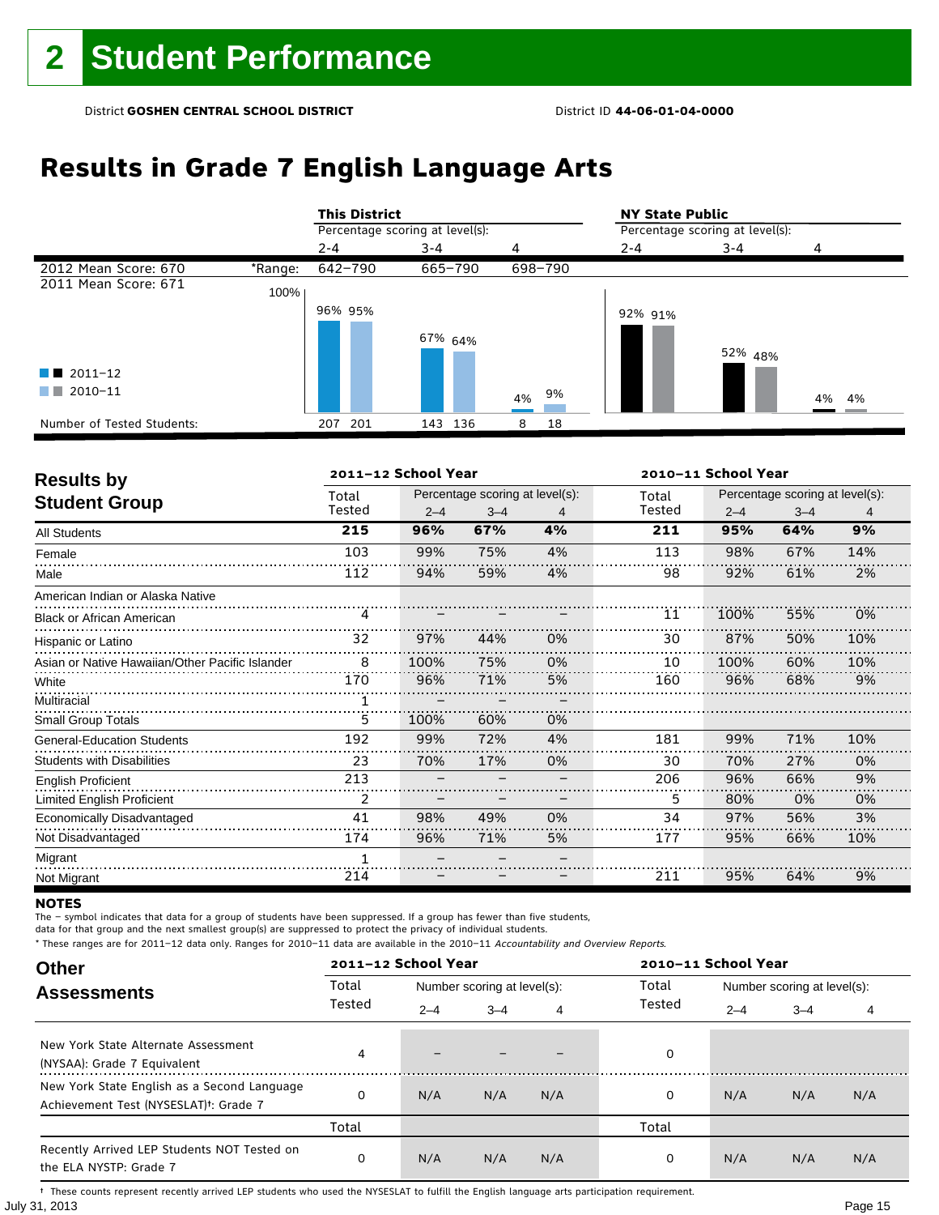# 2 Student Performance

District **GOSHEN CENTRAL SCHOOL DISTRICT** District ID **44-06-01-04-0000**

## Results in Grade 7 English Language Arts

| | | This District | | | NY State Public | | |
|---|---|---|---|---|---|---|---|
| | | Percentage scoring at level(s): | | | Percentage scoring at level(s): | | |
| | | 2-4 | 3-4 | 4 | 2-4 | 3-4 | 4 |
| 2012 Mean Score: 670 | *Range: | 642–790 | 665–790 | 698–790 | | | |
| 2011 Mean Score: 671 | | | | | | | |
| 2011–12 | | 96% | 67% | 4% | 92% | 52% | 4% |
| 2010–11 | | 95% | 64% | 9% | 91% | 48% | 4% |
| Number of Tested Students: 2011–12 | | 207 | 143 | 8 | | | |
| Number of Tested Students: 2010–11 | | 201 | 136 | 18 | | | |

## Results by Student Group

| | 2011–12 School Year | | | | 2010–11 School Year | | | |
|---|---|---|---|---|---|---|---|---|
| | Total Tested | Percentage scoring at level(s): | | | Total Tested | Percentage scoring at level(s): | | |
| | | 2–4 | 3–4 | 4 | | 2–4 | 3–4 | 4 |
| **All Students** | **215** | **96%** | **67%** | **4%** | **211** | **95%** | **64%** | **9%** |
| Female | 103 | 99% | 75% | 4% | 113 | 98% | 67% | 14% |
| Male | 112 | 94% | 59% | 4% | 98 | 92% | 61% | 2% |
| American Indian or Alaska Native | | | | | | | | |
| Black or African American | 4 | – | – | – | 11 | 100% | 55% | 0% |
| Hispanic or Latino | 32 | 97% | 44% | 0% | 30 | 87% | 50% | 10% |
| Asian or Native Hawaiian/Other Pacific Islander | 8 | 100% | 75% | 0% | 10 | 100% | 60% | 10% |
| White | 170 | 96% | 71% | 5% | 160 | 96% | 68% | 9% |
| Multiracial | 1 | – | – | – | | | | |
| Small Group Totals | 5 | 100% | 60% | 0% | | | | |
| General-Education Students | 192 | 99% | 72% | 4% | 181 | 99% | 71% | 10% |
| Students with Disabilities | 23 | 70% | 17% | 0% | 30 | 70% | 27% | 0% |
| English Proficient | 213 | – | – | – | 206 | 96% | 66% | 9% |
| Limited English Proficient | 2 | – | – | – | 5 | 80% | 0% | 0% |
| Economically Disadvantaged | 41 | 98% | 49% | 0% | 34 | 97% | 56% | 3% |
| Not Disadvantaged | 174 | 96% | 71% | 5% | 177 | 95% | 66% | 10% |
| Migrant | 1 | – | – | – | | | | |
| Not Migrant | 214 | – | – | – | 211 | 95% | 64% | 9% |

**NOTES**

The – symbol indicates that data for a group of students have been suppressed. If a group has fewer than five students, data for that group and the next smallest group(s) are suppressed to protect the privacy of individual students.

\* These ranges are for 2011–12 data only. Ranges for 2010–11 data are available in the 2010–11 *Accountability and Overview Reports*.

## Other Assessments

| | 2011–12 School Year | | | | 2010–11 School Year | | | |
|---|---|---|---|---|---|---|---|---|
| | Total Tested | Number scoring at level(s): | | | Total Tested | Number scoring at level(s): | | |
| | | 2–4 | 3–4 | 4 | | 2–4 | 3–4 | 4 |
| New York State Alternate Assessment (NYSAA): Grade 7 Equivalent | 4 | – | – | – | 0 | | | |
| New York State English as a Second Language Achievement Test (NYSESLAT)†: Grade 7 | 0 | N/A | N/A | N/A | 0 | N/A | N/A | N/A |
| | Total | | | | Total | | | |
| Recently Arrived LEP Students NOT Tested on the ELA NYSTP: Grade 7 | 0 | N/A | N/A | N/A | 0 | N/A | N/A | N/A |

† These counts represent recently arrived LEP students who used the NYSESLAT to fulfill the English language arts participation requirement.

July 31, 2013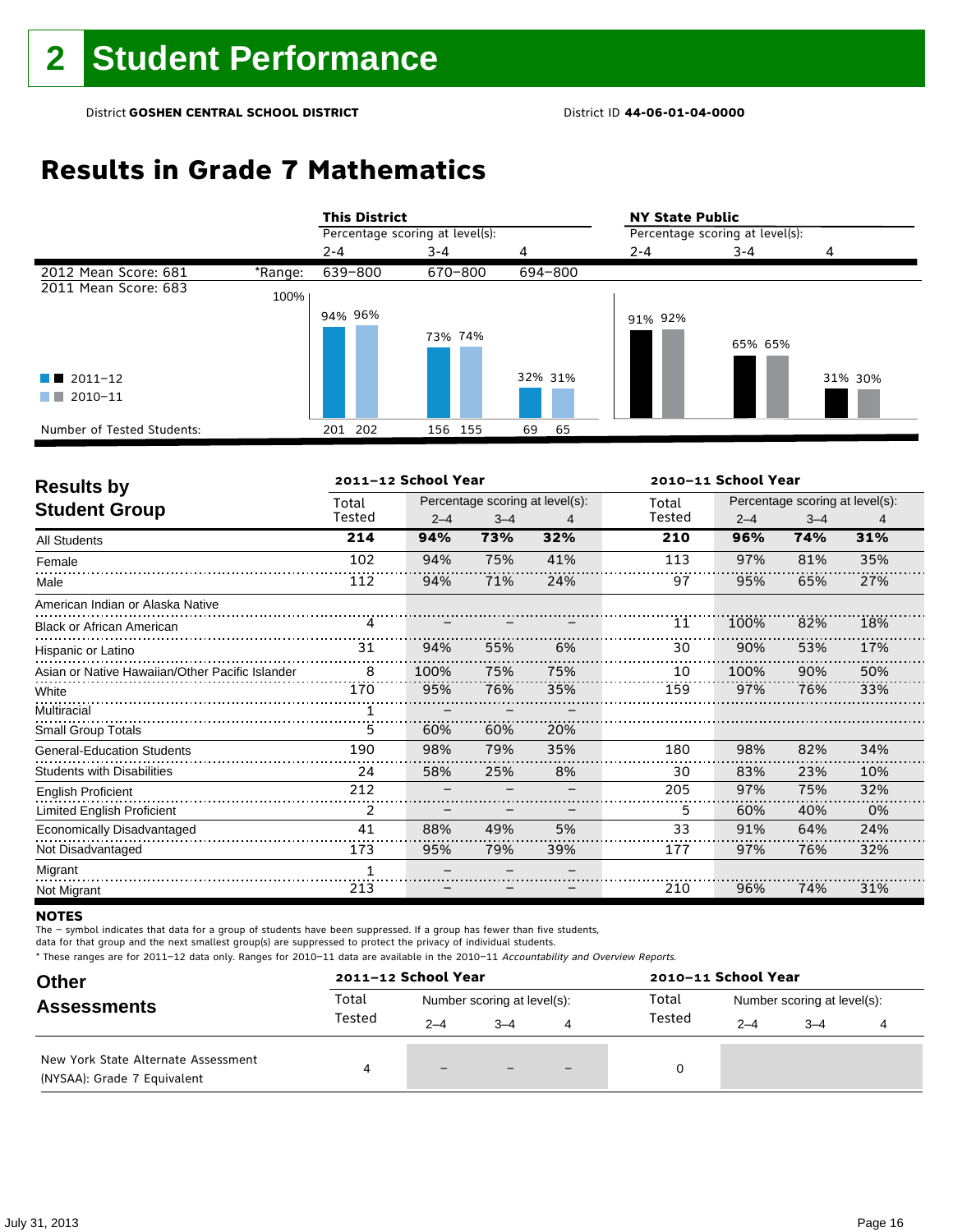# 2 Student Performance

District **GOSHEN CENTRAL SCHOOL DISTRICT** District ID **44-06-01-04-0000**

## Results in Grade 7 Mathematics

| | This District | | | NY State Public | | |
|---|---|---|---|---|---|---|
| | Percentage scoring at level(s): | | | Percentage scoring at level(s): | | |
| | 2-4 | 3-4 | 4 | 2-4 | 3-4 | 4 |
| 2012 Mean Score: 681 / *Range: | 639–800 | 670–800 | 694–800 | | | |
| 2011 Mean Score: 683 | | | | | | |
| 2011–12 | 94% | 73% | 32% | 91% | 65% | 31% |
| 2010–11 | 96% | 74% | 31% | 92% | 65% | 30% |
| Number of Tested Students: 2011–12 | 201 | 156 | 69 | | | |
| Number of Tested Students: 2010–11 | 202 | 155 | 65 | | | |

## Results by Student Group

| | 2011–12 School Year | | | | 2010–11 School Year | | | |
|---|---|---|---|---|---|---|---|---|
| | Total Tested | Percentage scoring at level(s): | | | Total Tested | Percentage scoring at level(s): | | |
| | | 2–4 | 3–4 | 4 | | 2–4 | 3–4 | 4 |
| **All Students** | **214** | **94%** | **73%** | **32%** | **210** | **96%** | **74%** | **31%** |
| Female | 102 | 94% | 75% | 41% | 113 | 97% | 81% | 35% |
| Male | 112 | 94% | 71% | 24% | 97 | 95% | 65% | 27% |
| American Indian or Alaska Native | | | | | | | | |
| Black or African American | 4 | – | – | – | 11 | 100% | 82% | 18% |
| Hispanic or Latino | 31 | 94% | 55% | 6% | 30 | 90% | 53% | 17% |
| Asian or Native Hawaiian/Other Pacific Islander | 8 | 100% | 75% | 75% | 10 | 100% | 90% | 50% |
| White | 170 | 95% | 76% | 35% | 159 | 97% | 76% | 33% |
| Multiracial | 1 | – | – | – | | | | |
| Small Group Totals | 5 | 60% | 60% | 20% | | | | |
| General-Education Students | 190 | 98% | 79% | 35% | 180 | 98% | 82% | 34% |
| Students with Disabilities | 24 | 58% | 25% | 8% | 30 | 83% | 23% | 10% |
| English Proficient | 212 | – | – | – | 205 | 97% | 75% | 32% |
| Limited English Proficient | 2 | – | – | – | 5 | 60% | 40% | 0% |
| Economically Disadvantaged | 41 | 88% | 49% | 5% | 33 | 91% | 64% | 24% |
| Not Disadvantaged | 173 | 95% | 79% | 39% | 177 | 97% | 76% | 32% |
| Migrant | 1 | – | – | – | | | | |
| Not Migrant | 213 | – | – | – | 210 | 96% | 74% | 31% |

**NOTES**

The – symbol indicates that data for a group of students have been suppressed. If a group has fewer than five students, data for that group and the next smallest group(s) are suppressed to protect the privacy of individual students.

* These ranges are for 2011–12 data only. Ranges for 2010–11 data are available in the 2010–11 *Accountability and Overview Reports*.

## Other Assessments

| | 2011–12 School Year | | | | 2010–11 School Year | | | |
|---|---|---|---|---|---|---|---|---|
| | Total Tested | Number scoring at level(s): | | | Total Tested | Number scoring at level(s): | | |
| | | 2–4 | 3–4 | 4 | | 2–4 | 3–4 | 4 |
| New York State Alternate Assessment (NYSAA): Grade 7 Equivalent | 4 | – | – | – | 0 | | | |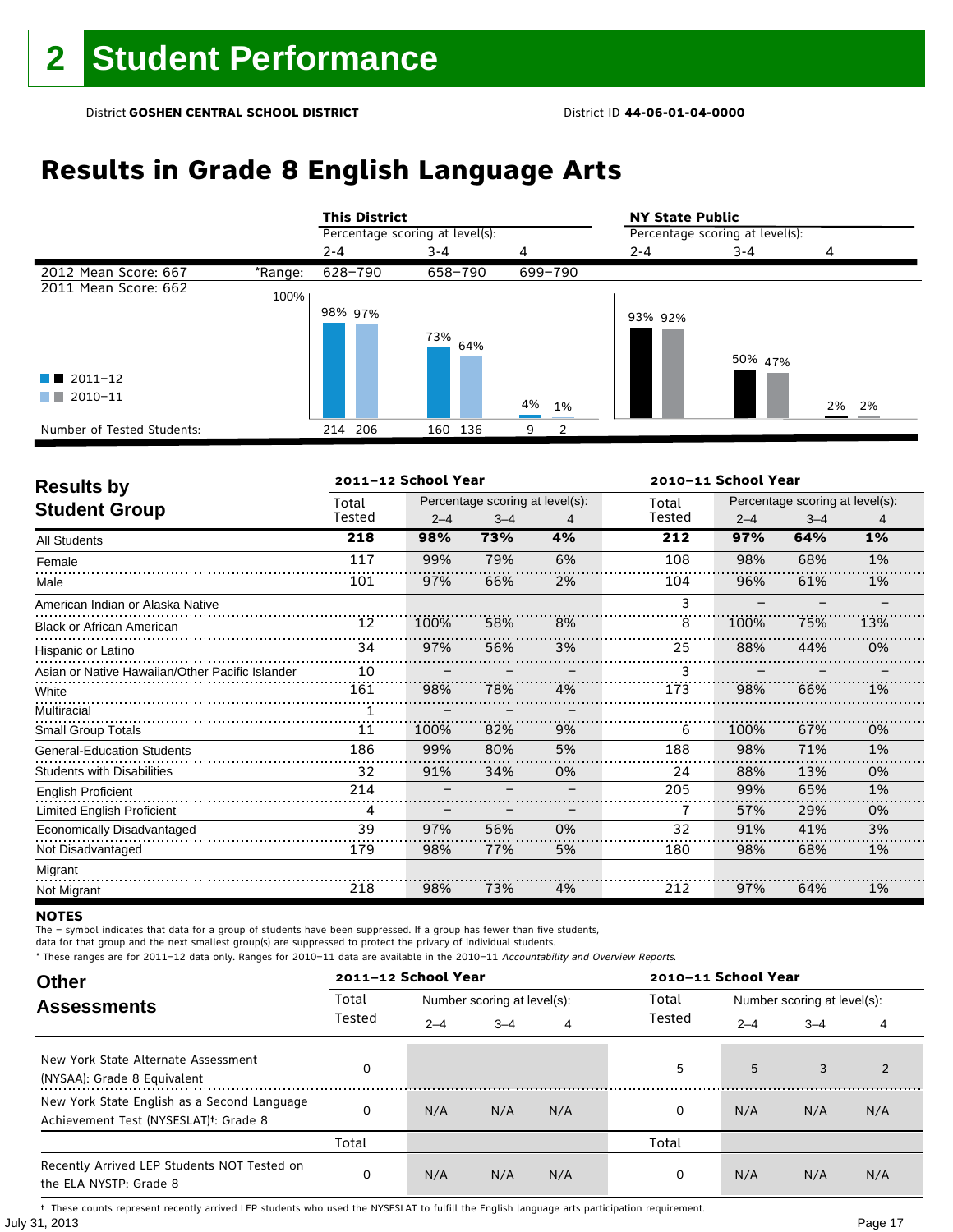# 2 Student Performance

District **GOSHEN CENTRAL SCHOOL DISTRICT** District ID **44-06-01-04-0000**

## Results in Grade 8 English Language Arts

| | | This District | | | NY State Public | | |
|---|---|---|---|---|---|---|---|
| | | Percentage scoring at level(s): | | | Percentage scoring at level(s): | | |
| | | 2-4 | 3-4 | 4 | 2-4 | 3-4 | 4 |
| 2012 Mean Score: 667 | *Range: | 628–790 | 658–790 | 699–790 | | | |
| 2011 Mean Score: 662 | | | | | | | |
| 2011–12 | | 98% | 73% | 4% | 93% | 50% | 2% |
| 2010–11 | | 97% | 64% | 1% | 92% | 47% | 2% |
| Number of Tested Students: | | 214 206 | 160 136 | 9 2 | | | |

## Results by Student Group

| | 2011–12 School Year | | | | 2010–11 School Year | | | |
|---|---|---|---|---|---|---|---|---|
| | Total Tested | Percentage scoring at level(s): 2–4 | 3–4 | 4 | Total Tested | Percentage scoring at level(s): 2–4 | 3–4 | 4 |
| **All Students** | **218** | **98%** | **73%** | **4%** | **212** | **97%** | **64%** | **1%** |
| Female | 117 | 99% | 79% | 6% | 108 | 98% | 68% | 1% |
| Male | 101 | 97% | 66% | 2% | 104 | 96% | 61% | 1% |
| American Indian or Alaska Native | | | | | 3 | – | – | – |
| Black or African American | 12 | 100% | 58% | 8% | 8 | 100% | 75% | 13% |
| Hispanic or Latino | 34 | 97% | 56% | 3% | 25 | 88% | 44% | 0% |
| Asian or Native Hawaiian/Other Pacific Islander | 10 | – | – | – | 3 | – | – | – |
| White | 161 | 98% | 78% | 4% | 173 | 98% | 66% | 1% |
| Multiracial | 1 | – | – | – | | | | |
| Small Group Totals | 11 | 100% | 82% | 9% | 6 | 100% | 67% | 0% |
| General-Education Students | 186 | 99% | 80% | 5% | 188 | 98% | 71% | 1% |
| Students with Disabilities | 32 | 91% | 34% | 0% | 24 | 88% | 13% | 0% |
| English Proficient | 214 | – | – | – | 205 | 99% | 65% | 1% |
| Limited English Proficient | 4 | – | – | – | 7 | 57% | 29% | 0% |
| Economically Disadvantaged | 39 | 97% | 56% | 0% | 32 | 91% | 41% | 3% |
| Not Disadvantaged | 179 | 98% | 77% | 5% | 180 | 98% | 68% | 1% |
| Migrant | | | | | | | | |
| Not Migrant | 218 | 98% | 73% | 4% | 212 | 97% | 64% | 1% |

**NOTES**

The – symbol indicates that data for a group of students have been suppressed. If a group has fewer than five students, data for that group and the next smallest group(s) are suppressed to protect the privacy of individual students.

* These ranges are for 2011–12 data only. Ranges for 2010–11 data are available in the 2010–11 *Accountability and Overview Reports.*

## Other Assessments

| | 2011–12 School Year | | | | 2010–11 School Year | | | |
|---|---|---|---|---|---|---|---|---|
| | Total Tested | Number scoring at level(s): 2–4 | 3–4 | 4 | Total Tested | Number scoring at level(s): 2–4 | 3–4 | 4 |
| New York State Alternate Assessment (NYSAA): Grade 8 Equivalent | 0 | | | | 5 | 5 | 3 | 2 |
| New York State English as a Second Language Achievement Test (NYSESLAT)†: Grade 8 | 0 | N/A | N/A | N/A | 0 | N/A | N/A | N/A |
| | Total | | | | Total | | | |
| Recently Arrived LEP Students NOT Tested on the ELA NYSTP: Grade 8 | 0 | N/A | N/A | N/A | 0 | N/A | N/A | N/A |

† These counts represent recently arrived LEP students who used the NYSESLAT to fulfill the English language arts participation requirement.

July 31, 2013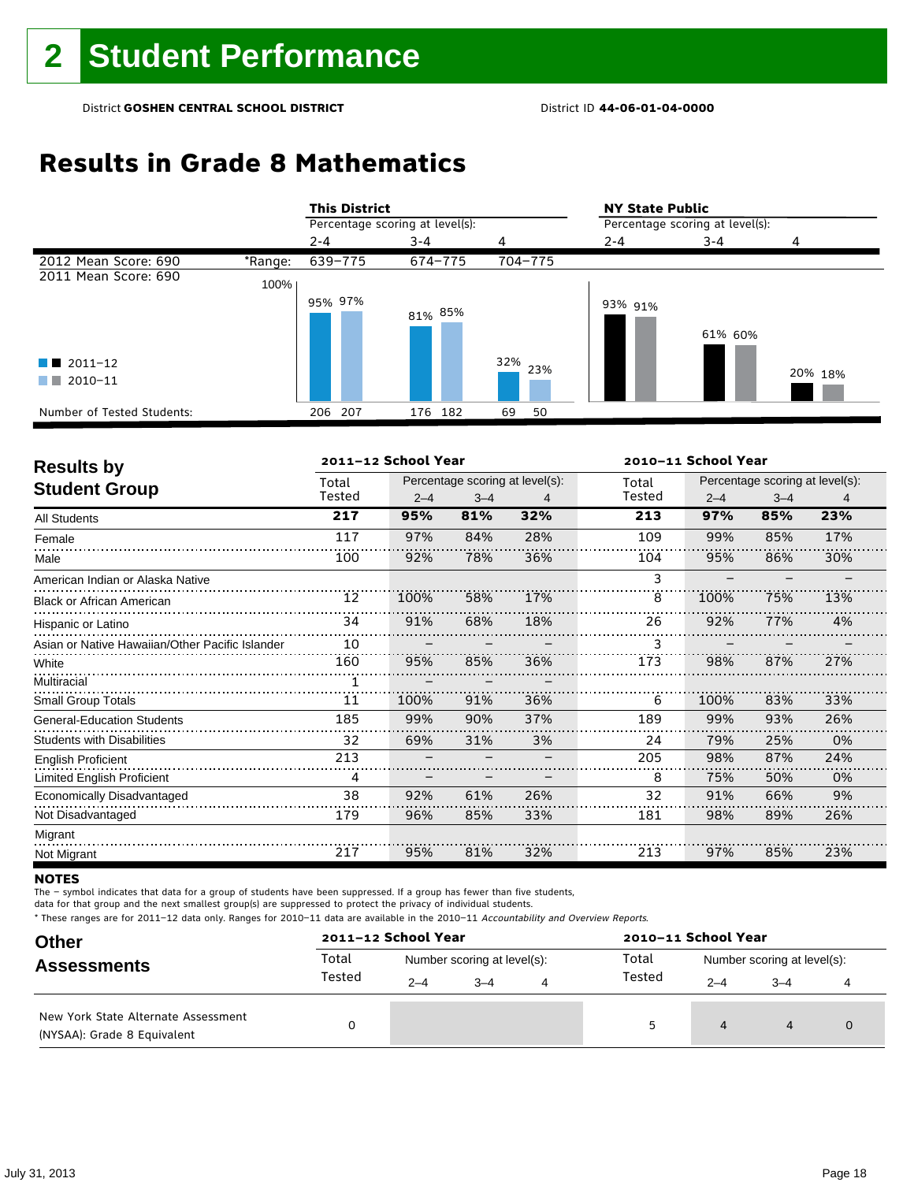# 2 Student Performance

District **GOSHEN CENTRAL SCHOOL DISTRICT** District ID **44-06-01-04-0000**

## Results in Grade 8 Mathematics

| | | This District | | | NY State Public | | |
|---|---|---|---|---|---|---|---|
| | | Percentage scoring at level(s): | | | Percentage scoring at level(s): | | |
| | | 2-4 | 3-4 | 4 | 2-4 | 3-4 | 4 |
| 2012 Mean Score: 690 | *Range: | 639–775 | 674–775 | 704–775 | | | |
| 2011 Mean Score: 690 | | | | | | | |
| 2011–12 | | 95% | 81% | 32% | 93% | 61% | 20% |
| 2010–11 | | 97% | 85% | 23% | 91% | 60% | 18% |
| Number of Tested Students: 2011–12 | | 206 | 176 | 69 | | | |
| Number of Tested Students: 2010–11 | | 207 | 182 | 50 | | | |

## Results by Student Group

| | 2011–12 School Year | | | | 2010–11 School Year | | | |
|---|---|---|---|---|---|---|---|---|
| | Total Tested | Percentage scoring at level(s): | | | Total Tested | Percentage scoring at level(s): | | |
| | | 2–4 | 3–4 | 4 | | 2–4 | 3–4 | 4 |
| **All Students** | **217** | **95%** | **81%** | **32%** | **213** | **97%** | **85%** | **23%** |
| Female | 117 | 97% | 84% | 28% | 109 | 99% | 85% | 17% |
| Male | 100 | 92% | 78% | 36% | 104 | 95% | 86% | 30% |
| American Indian or Alaska Native | | | | | 3 | – | – | – |
| Black or African American | 12 | 100% | 58% | 17% | 8 | 100% | 75% | 13% |
| Hispanic or Latino | 34 | 91% | 68% | 18% | 26 | 92% | 77% | 4% |
| Asian or Native Hawaiian/Other Pacific Islander | 10 | – | – | – | 3 | – | – | – |
| White | 160 | 95% | 85% | 36% | 173 | 98% | 87% | 27% |
| Multiracial | 1 | – | – | – | | | | |
| Small Group Totals | 11 | 100% | 91% | 36% | 6 | 100% | 83% | 33% |
| General-Education Students | 185 | 99% | 90% | 37% | 189 | 99% | 93% | 26% |
| Students with Disabilities | 32 | 69% | 31% | 3% | 24 | 79% | 25% | 0% |
| English Proficient | 213 | – | – | – | 205 | 98% | 87% | 24% |
| Limited English Proficient | 4 | – | – | – | 8 | 75% | 50% | 0% |
| Economically Disadvantaged | 38 | 92% | 61% | 26% | 32 | 91% | 66% | 9% |
| Not Disadvantaged | 179 | 96% | 85% | 33% | 181 | 98% | 89% | 26% |
| Migrant | | | | | | | | |
| Not Migrant | 217 | 95% | 81% | 32% | 213 | 97% | 85% | 23% |

**NOTES**

The – symbol indicates that data for a group of students have been suppressed. If a group has fewer than five students, data for that group and the next smallest group(s) are suppressed to protect the privacy of individual students.

* These ranges are for 2011–12 data only. Ranges for 2010–11 data are available in the 2010–11 *Accountability and Overview Reports.*

## Other Assessments

| | 2011–12 School Year | | | | 2010–11 School Year | | | |
|---|---|---|---|---|---|---|---|---|
| | Total Tested | Number scoring at level(s): | | | Total Tested | Number scoring at level(s): | | |
| | | 2–4 | 3–4 | 4 | | 2–4 | 3–4 | 4 |
| New York State Alternate Assessment (NYSAA): Grade 8 Equivalent | 0 | | | | 5 | 4 | 4 | 0 |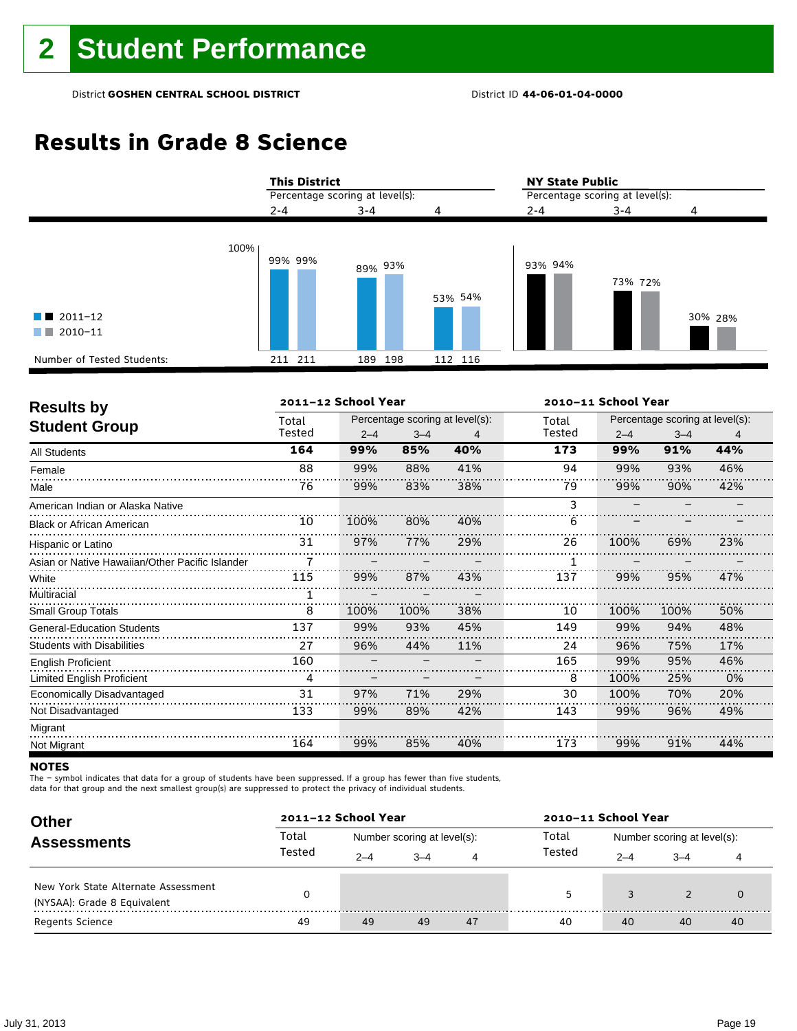# 2 Student Performance

District **GOSHEN CENTRAL SCHOOL DISTRICT** District ID **44-06-01-04-0000**

## Results in Grade 8 Science

| | This District | | | NY State Public | | |
|---|---|---|---|---|---|---|
| Percentage scoring at level(s): | 2-4 | 3-4 | 4 | 2-4 | 3-4 | 4 |
| 2011–12 | 99% | 89% | 53% | 93% | 73% | 30% |
| 2010–11 | 99% | 93% | 54% | 94% | 72% | 28% |
| Number of Tested Students: 2011–12 | 211 | 189 | 112 | | | |
| Number of Tested Students: 2010–11 | 211 | 198 | 116 | | | |

| Results by Student Group | 2011–12 School Year | | | | 2010–11 School Year | | | |
|---|---|---|---|---|---|---|---|---|
| | Total Tested | Percentage scoring at level(s): 2–4 | 3–4 | 4 | Total Tested | Percentage scoring at level(s): 2–4 | 3–4 | 4 |
| **All Students** | **164** | **99%** | **85%** | **40%** | **173** | **99%** | **91%** | **44%** |
| Female | 88 | 99% | 88% | 41% | 94 | 99% | 93% | 46% |
| Male | 76 | 99% | 83% | 38% | 79 | 99% | 90% | 42% |
| American Indian or Alaska Native | | | | | 3 | – | – | – |
| Black or African American | 10 | 100% | 80% | 40% | 6 | – | – | – |
| Hispanic or Latino | 31 | 97% | 77% | 29% | 26 | 100% | 69% | 23% |
| Asian or Native Hawaiian/Other Pacific Islander | 7 | – | – | – | 1 | – | – | – |
| White | 115 | 99% | 87% | 43% | 137 | 99% | 95% | 47% |
| Multiracial | 1 | – | – | – | | | | |
| Small Group Totals | 8 | 100% | 100% | 38% | 10 | 100% | 100% | 50% |
| General-Education Students | 137 | 99% | 93% | 45% | 149 | 99% | 94% | 48% |
| Students with Disabilities | 27 | 96% | 44% | 11% | 24 | 96% | 75% | 17% |
| English Proficient | 160 | – | – | – | 165 | 99% | 95% | 46% |
| Limited English Proficient | 4 | – | – | – | 8 | 100% | 25% | 0% |
| Economically Disadvantaged | 31 | 97% | 71% | 29% | 30 | 100% | 70% | 20% |
| Not Disadvantaged | 133 | 99% | 89% | 42% | 143 | 99% | 96% | 49% |
| Migrant | | | | | | | | |
| Not Migrant | 164 | 99% | 85% | 40% | 173 | 99% | 91% | 44% |

**NOTES**

The – symbol indicates that data for a group of students have been suppressed. If a group has fewer than five students, data for that group and the next smallest group(s) are suppressed to protect the privacy of individual students.

| Other Assessments | 2011–12 School Year | | | | 2010–11 School Year | | | |
|---|---|---|---|---|---|---|---|---|
| | Total Tested | Number scoring at level(s): 2–4 | 3–4 | 4 | Total Tested | Number scoring at level(s): 2–4 | 3–4 | 4 |
| New York State Alternate Assessment (NYSAA): Grade 8 Equivalent | 0 | | | | 5 | 3 | 2 | 0 |
| Regents Science | 49 | 49 | 49 | 47 | 40 | 40 | 40 | 40 |

July 31, 2013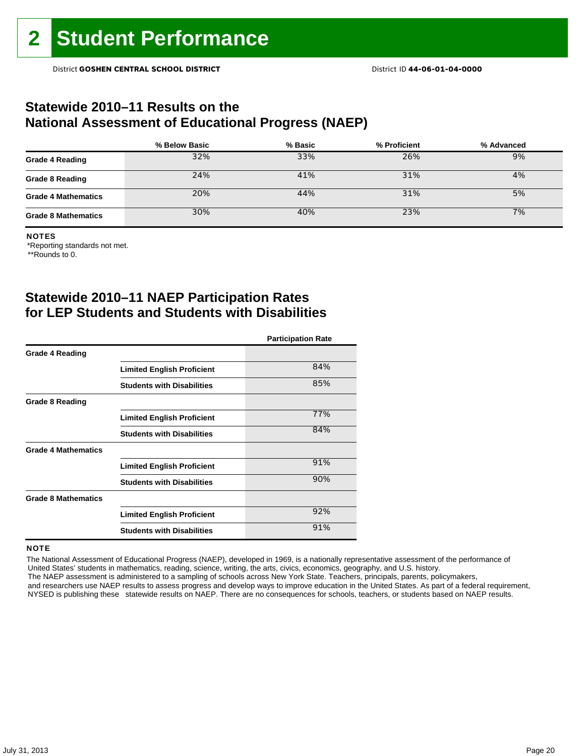# 2 Student Performance

District **GOSHEN CENTRAL SCHOOL DISTRICT** District ID **44-06-01-04-0000**

## Statewide 2010–11 Results on the National Assessment of Educational Progress (NAEP)

| | % Below Basic | % Basic | % Proficient | % Advanced |
|---|---|---|---|---|
| **Grade 4 Reading** | 32% | 33% | 26% | 9% |
| **Grade 8 Reading** | 24% | 41% | 31% | 4% |
| **Grade 4 Mathematics** | 20% | 44% | 31% | 5% |
| **Grade 8 Mathematics** | 30% | 40% | 23% | 7% |

**NOTES**

*Reporting standards not met.

**Rounds to 0.

## Statewide 2010–11 NAEP Participation Rates for LEP Students and Students with Disabilities

| | | Participation Rate |
|---|---|---|
| **Grade 4 Reading** | | |
| | **Limited English Proficient** | 84% |
| | **Students with Disabilities** | 85% |
| **Grade 8 Reading** | | |
| | **Limited English Proficient** | 77% |
| | **Students with Disabilities** | 84% |
| **Grade 4 Mathematics** | | |
| | **Limited English Proficient** | 91% |
| | **Students with Disabilities** | 90% |
| **Grade 8 Mathematics** | | |
| | **Limited English Proficient** | 92% |
| | **Students with Disabilities** | 91% |

**NOTE**

The National Assessment of Educational Progress (NAEP), developed in 1969, is a nationally representative assessment of the performance of United States' students in mathematics, reading, science, writing, the arts, civics, economics, geography, and U.S. history. The NAEP assessment is administered to a sampling of schools across New York State. Teachers, principals, parents, policymakers, and researchers use NAEP results to assess progress and develop ways to improve education in the United States. As part of a federal requirement, NYSED is publishing these statewide results on NAEP. There are no consequences for schools, teachers, or students based on NAEP results.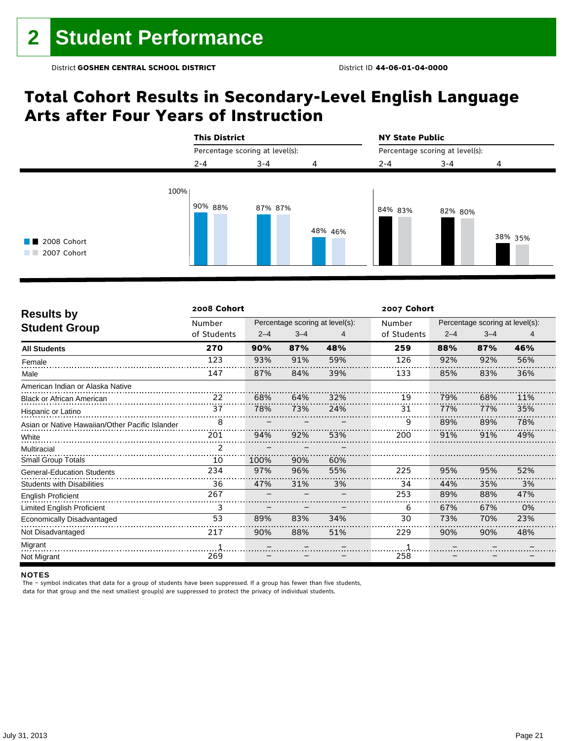# 2 Student Performance

District **GOSHEN CENTRAL SCHOOL DISTRICT** District ID **44-06-01-04-0000**

## Total Cohort Results in Secondary-Level English Language Arts after Four Years of Instruction

| | This District | | | NY State Public | | |
|---|---|---|---|---|---|---|
| | Percentage scoring at level(s): | | | Percentage scoring at level(s): | | |
| | 2-4 | 3-4 | 4 | 2-4 | 3-4 | 4 |
| 2008 Cohort | 90% | 87% | 48% | 84% | 82% | 38% |
| 2007 Cohort | 88% | 87% | 46% | 83% | 80% | 35% |

| Results by Student Group | 2008 Cohort | | | | 2007 Cohort | | | |
|---|---|---|---|---|---|---|---|---|
| | Number of Students | Percentage scoring at level(s): 2–4 | 3–4 | 4 | Number of Students | Percentage scoring at level(s): 2–4 | 3–4 | 4 |
| **All Students** | **270** | **90%** | **87%** | **48%** | **259** | **88%** | **87%** | **46%** |
| Female | 123 | 93% | 91% | 59% | 126 | 92% | 92% | 56% |
| Male | 147 | 87% | 84% | 39% | 133 | 85% | 83% | 36% |
| American Indian or Alaska Native | | | | | | | | |
| Black or African American | 22 | 68% | 64% | 32% | 19 | 79% | 68% | 11% |
| Hispanic or Latino | 37 | 78% | 73% | 24% | 31 | 77% | 77% | 35% |
| Asian or Native Hawaiian/Other Pacific Islander | 8 | – | – | – | 9 | 89% | 89% | 78% |
| White | 201 | 94% | 92% | 53% | 200 | 91% | 91% | 49% |
| Multiracial | 2 | – | – | – | | | | |
| Small Group Totals | 10 | 100% | 90% | 60% | | | | |
| General-Education Students | 234 | 97% | 96% | 55% | 225 | 95% | 95% | 52% |
| Students with Disabilities | 36 | 47% | 31% | 3% | 34 | 44% | 35% | 3% |
| English Proficient | 267 | – | – | – | 253 | 89% | 88% | 47% |
| Limited English Proficient | 3 | – | – | – | 6 | 67% | 67% | 0% |
| Economically Disadvantaged | 53 | 89% | 83% | 34% | 30 | 73% | 70% | 23% |
| Not Disadvantaged | 217 | 90% | 88% | 51% | 229 | 90% | 90% | 48% |
| Migrant | 1 | – | – | – | 1 | – | – | – |
| Not Migrant | 269 | – | – | – | 258 | – | – | – |

**NOTES**

The – symbol indicates that data for a group of students have been suppressed. If a group has fewer than five students, data for that group and the next smallest group(s) are suppressed to protect the privacy of individual students.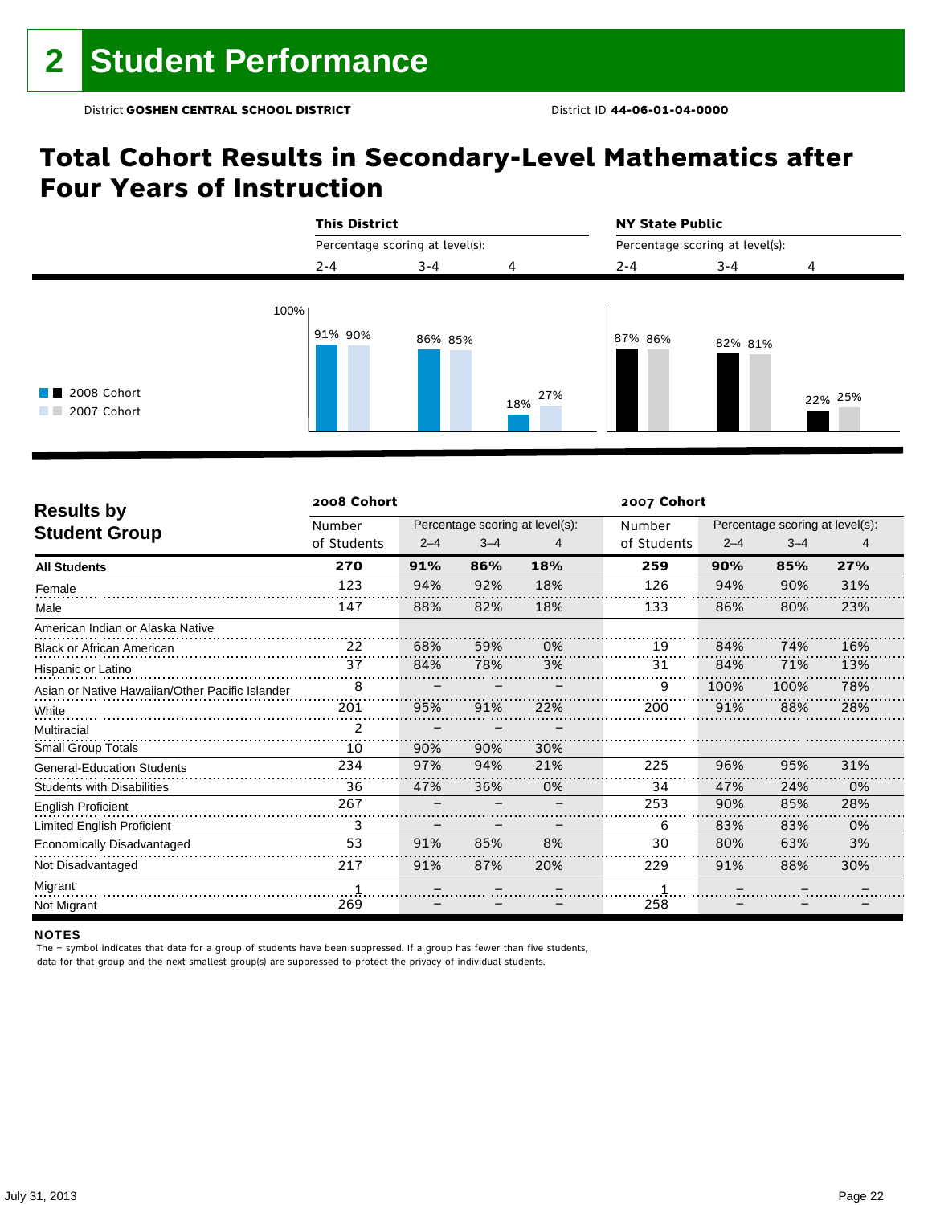## 2 Student Performance

District **GOSHEN CENTRAL SCHOOL DISTRICT** District ID **44-06-01-04-0000**

# Total Cohort Results in Secondary-Level Mathematics after Four Years of Instruction

| | This District | | | NY State Public | | |
|---|---|---|---|---|---|---|
| Percentage scoring at level(s): | 2-4 | 3-4 | 4 | 2-4 | 3-4 | 4 |
| 2008 Cohort | 91% | 86% | 18% | 87% | 82% | 22% |
| 2007 Cohort | 90% | 85% | 27% | 86% | 81% | 25% |

## Results by Student Group

| | 2008 Cohort | | | | 2007 Cohort | | | |
|---|---|---|---|---|---|---|---|---|
| | Number of Students | Percentage scoring at level(s): 2–4 | 3–4 | 4 | Number of Students | Percentage scoring at level(s): 2–4 | 3–4 | 4 |
| **All Students** | **270** | **91%** | **86%** | **18%** | **259** | **90%** | **85%** | **27%** |
| Female | 123 | 94% | 92% | 18% | 126 | 94% | 90% | 31% |
| Male | 147 | 88% | 82% | 18% | 133 | 86% | 80% | 23% |
| American Indian or Alaska Native | | | | | | | | |
| Black or African American | 22 | 68% | 59% | 0% | 19 | 84% | 74% | 16% |
| Hispanic or Latino | 37 | 84% | 78% | 3% | 31 | 84% | 71% | 13% |
| Asian or Native Hawaiian/Other Pacific Islander | 8 | – | – | – | 9 | 100% | 100% | 78% |
| White | 201 | 95% | 91% | 22% | 200 | 91% | 88% | 28% |
| Multiracial | 2 | – | – | – | | | | |
| Small Group Totals | 10 | 90% | 90% | 30% | | | | |
| General-Education Students | 234 | 97% | 94% | 21% | 225 | 96% | 95% | 31% |
| Students with Disabilities | 36 | 47% | 36% | 0% | 34 | 47% | 24% | 0% |
| English Proficient | 267 | – | – | – | 253 | 90% | 85% | 28% |
| Limited English Proficient | 3 | – | – | – | 6 | 83% | 83% | 0% |
| Economically Disadvantaged | 53 | 91% | 85% | 8% | 30 | 80% | 63% | 3% |
| Not Disadvantaged | 217 | 91% | 87% | 20% | 229 | 91% | 88% | 30% |
| Migrant | 1 | – | – | – | 1 | – | – | – |
| Not Migrant | 269 | – | – | – | 258 | – | – | – |

**NOTES**

The – symbol indicates that data for a group of students have been suppressed. If a group has fewer than five students, data for that group and the next smallest group(s) are suppressed to protect the privacy of individual students.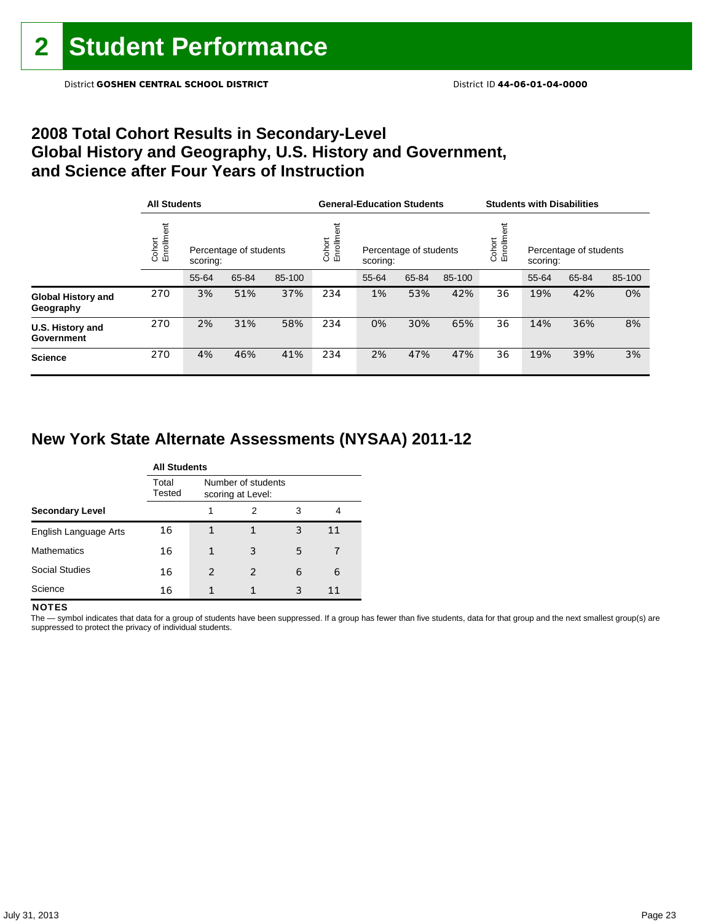# 2 Student Performance

District **GOSHEN CENTRAL SCHOOL DISTRICT** District ID **44-06-01-04-0000**

## 2008 Total Cohort Results in Secondary-Level Global History and Geography, U.S. History and Government, and Science after Four Years of Instruction

| | All Students | | | | General-Education Students | | | | Students with Disabilities | | | |
|---|---|---|---|---|---|---|---|---|---|---|---|---|
| | Cohort Enrollment | Percentage of students scoring: | | | Cohort Enrollment | Percentage of students scoring: | | | Cohort Enrollment | Percentage of students scoring: | | |
| | | 55-64 | 65-84 | 85-100 | | 55-64 | 65-84 | 85-100 | | 55-64 | 65-84 | 85-100 |
| **Global History and Geography** | 270 | 3% | 51% | 37% | 234 | 1% | 53% | 42% | 36 | 19% | 42% | 0% |
| **U.S. History and Government** | 270 | 2% | 31% | 58% | 234 | 0% | 30% | 65% | 36 | 14% | 36% | 8% |
| **Science** | 270 | 4% | 46% | 41% | 234 | 2% | 47% | 47% | 36 | 19% | 39% | 3% |

## New York State Alternate Assessments (NYSAA) 2011-12

| | All Students | | | | |
|---|---|---|---|---|---|
| | Total Tested | Number of students scoring at Level: | | | |
| **Secondary Level** | | 1 | 2 | 3 | 4 |
| English Language Arts | 16 | 1 | 1 | 3 | 11 |
| Mathematics | 16 | 1 | 3 | 5 | 7 |
| Social Studies | 16 | 2 | 2 | 6 | 6 |
| Science | 16 | 1 | 1 | 3 | 11 |

**NOTES**

The — symbol indicates that data for a group of students have been suppressed. If a group has fewer than five students, data for that group and the next smallest group(s) are suppressed to protect the privacy of individual students.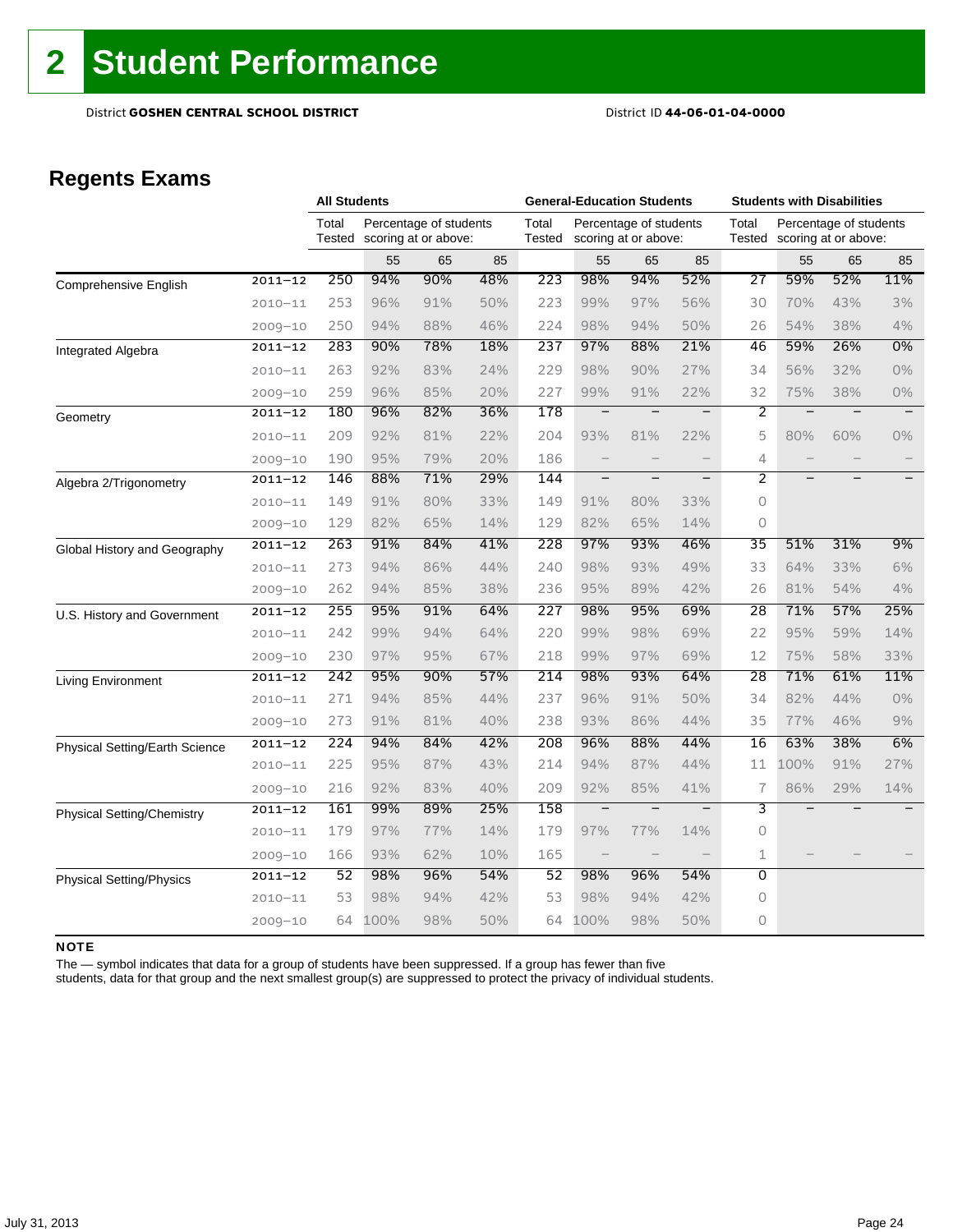# 2 Student Performance

District **GOSHEN CENTRAL SCHOOL DISTRICT** District ID **44-06-01-04-0000**

## Regents Exams

| | | All Students | | | | General-Education Students | | | | Students with Disabilities | | | |
|---|---|---|---|---|---|---|---|---|---|---|---|---|---|
| | | Total Tested | Percentage of students scoring at or above: | | | Total Tested | Percentage of students scoring at or above: | | | Total Tested | Percentage of students scoring at or above: | | |
| | | | 55 | 65 | 85 | | 55 | 65 | 85 | | 55 | 65 | 85 |
| Comprehensive English | 2011–12 | 250 | 94% | 90% | 48% | 223 | 98% | 94% | 52% | 27 | 59% | 52% | 11% |
| | 2010–11 | 253 | 96% | 91% | 50% | 223 | 99% | 97% | 56% | 30 | 70% | 43% | 3% |
| | 2009–10 | 250 | 94% | 88% | 46% | 224 | 98% | 94% | 50% | 26 | 54% | 38% | 4% |
| Integrated Algebra | 2011–12 | 283 | 90% | 78% | 18% | 237 | 97% | 88% | 21% | 46 | 59% | 26% | 0% |
| | 2010–11 | 263 | 92% | 83% | 24% | 229 | 98% | 90% | 27% | 34 | 56% | 32% | 0% |
| | 2009–10 | 259 | 96% | 85% | 20% | 227 | 99% | 91% | 22% | 32 | 75% | 38% | 0% |
| Geometry | 2011–12 | 180 | 96% | 82% | 36% | 178 | – | – | – | 2 | – | – | – |
| | 2010–11 | 209 | 92% | 81% | 22% | 204 | 93% | 81% | 22% | 5 | 80% | 60% | 0% |
| | 2009–10 | 190 | 95% | 79% | 20% | 186 | – | – | – | 4 | – | – | – |
| Algebra 2/Trigonometry | 2011–12 | 146 | 88% | 71% | 29% | 144 | – | – | – | 2 | – | – | – |
| | 2010–11 | 149 | 91% | 80% | 33% | 149 | 91% | 80% | 33% | 0 | | | |
| | 2009–10 | 129 | 82% | 65% | 14% | 129 | 82% | 65% | 14% | 0 | | | |
| Global History and Geography | 2011–12 | 263 | 91% | 84% | 41% | 228 | 97% | 93% | 46% | 35 | 51% | 31% | 9% |
| | 2010–11 | 273 | 94% | 86% | 44% | 240 | 98% | 93% | 49% | 33 | 64% | 33% | 6% |
| | 2009–10 | 262 | 94% | 85% | 38% | 236 | 95% | 89% | 42% | 26 | 81% | 54% | 4% |
| U.S. History and Government | 2011–12 | 255 | 95% | 91% | 64% | 227 | 98% | 95% | 69% | 28 | 71% | 57% | 25% |
| | 2010–11 | 242 | 99% | 94% | 64% | 220 | 99% | 98% | 69% | 22 | 95% | 59% | 14% |
| | 2009–10 | 230 | 97% | 95% | 67% | 218 | 99% | 97% | 69% | 12 | 75% | 58% | 33% |
| Living Environment | 2011–12 | 242 | 95% | 90% | 57% | 214 | 98% | 93% | 64% | 28 | 71% | 61% | 11% |
| | 2010–11 | 271 | 94% | 85% | 44% | 237 | 96% | 91% | 50% | 34 | 82% | 44% | 0% |
| | 2009–10 | 273 | 91% | 81% | 40% | 238 | 93% | 86% | 44% | 35 | 77% | 46% | 9% |
| Physical Setting/Earth Science | 2011–12 | 224 | 94% | 84% | 42% | 208 | 96% | 88% | 44% | 16 | 63% | 38% | 6% |
| | 2010–11 | 225 | 95% | 87% | 43% | 214 | 94% | 87% | 44% | 11 | 100% | 91% | 27% |
| | 2009–10 | 216 | 92% | 83% | 40% | 209 | 92% | 85% | 41% | 7 | 86% | 29% | 14% |
| Physical Setting/Chemistry | 2011–12 | 161 | 99% | 89% | 25% | 158 | – | – | – | 3 | – | – | – |
| | 2010–11 | 179 | 97% | 77% | 14% | 179 | 97% | 77% | 14% | 0 | | | |
| | 2009–10 | 166 | 93% | 62% | 10% | 165 | – | – | – | 1 | – | – | – |
| Physical Setting/Physics | 2011–12 | 52 | 98% | 96% | 54% | 52 | 98% | 96% | 54% | 0 | | | |
| | 2010–11 | 53 | 98% | 94% | 42% | 53 | 98% | 94% | 42% | 0 | | | |
| | 2009–10 | 64 | 100% | 98% | 50% | 64 | 100% | 98% | 50% | 0 | | | |

**NOTE**

The — symbol indicates that data for a group of students have been suppressed. If a group has fewer than five students, data for that group and the next smallest group(s) are suppressed to protect the privacy of individual students.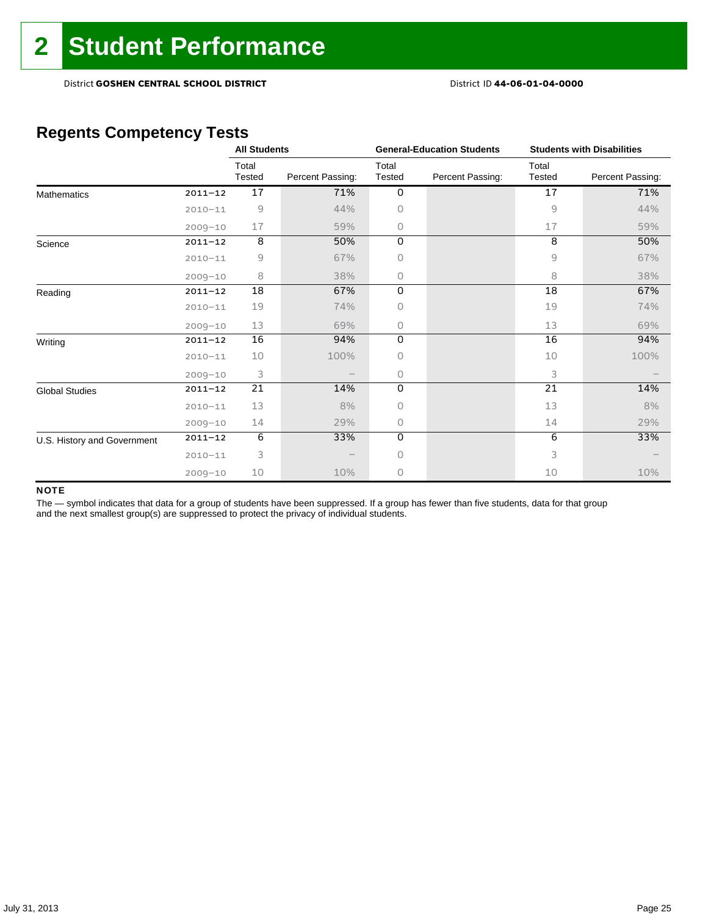# 2 Student Performance

District **GOSHEN CENTRAL SCHOOL DISTRICT** District ID **44-06-01-04-0000**

## Regents Competency Tests

| | | All Students | | General-Education Students | | Students with Disabilities | |
|---|---|---|---|---|---|---|---|
| | | Total Tested | Percent Passing: | Total Tested | Percent Passing: | Total Tested | Percent Passing: |
| Mathematics | 2011–12 | 17 | 71% | 0 | | 17 | 71% |
| | 2010–11 | 9 | 44% | 0 | | 9 | 44% |
| | 2009–10 | 17 | 59% | 0 | | 17 | 59% |
| Science | 2011–12 | 8 | 50% | 0 | | 8 | 50% |
| | 2010–11 | 9 | 67% | 0 | | 9 | 67% |
| | 2009–10 | 8 | 38% | 0 | | 8 | 38% |
| Reading | 2011–12 | 18 | 67% | 0 | | 18 | 67% |
| | 2010–11 | 19 | 74% | 0 | | 19 | 74% |
| | 2009–10 | 13 | 69% | 0 | | 13 | 69% |
| Writing | 2011–12 | 16 | 94% | 0 | | 16 | 94% |
| | 2010–11 | 10 | 100% | 0 | | 10 | 100% |
| | 2009–10 | 3 | – | 0 | | 3 | – |
| Global Studies | 2011–12 | 21 | 14% | 0 | | 21 | 14% |
| | 2010–11 | 13 | 8% | 0 | | 13 | 8% |
| | 2009–10 | 14 | 29% | 0 | | 14 | 29% |
| U.S. History and Government | 2011–12 | 6 | 33% | 0 | | 6 | 33% |
| | 2010–11 | 3 | – | 0 | | 3 | – |
| | 2009–10 | 10 | 10% | 0 | | 10 | 10% |

**NOTE**

The — symbol indicates that data for a group of students have been suppressed. If a group has fewer than five students, data for that group and the next smallest group(s) are suppressed to protect the privacy of individual students.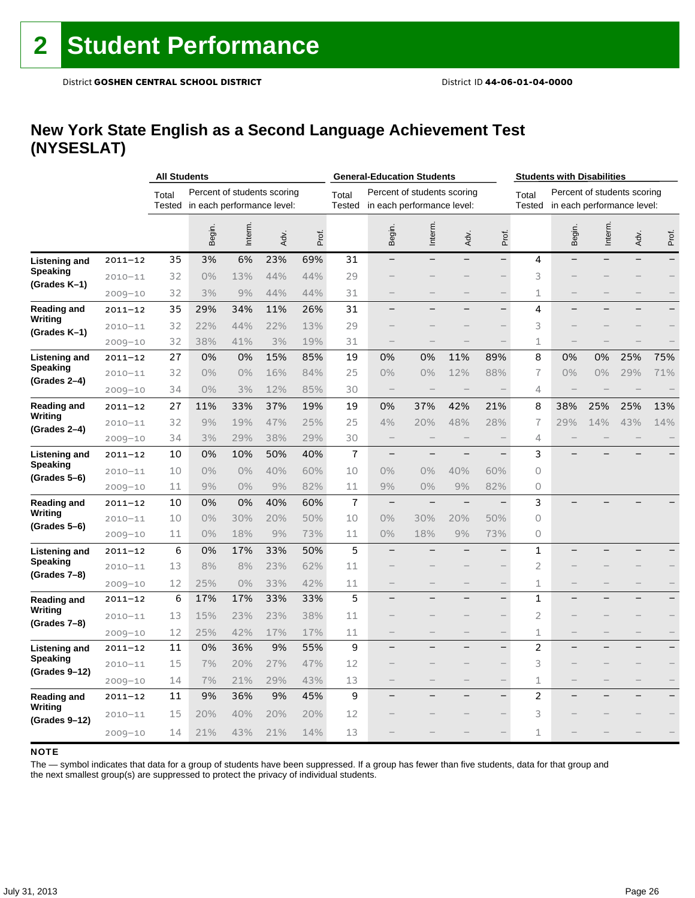# 2 Student Performance

District **GOSHEN CENTRAL SCHOOL DISTRICT** District ID **44-06-01-04-0000**

## New York State English as a Second Language Achievement Test (NYSESLAT)

| | | All Students | | | | | General-Education Students | | | | | Students with Disabilities | | | | |
|---|---|---|---|---|---|---|---|---|---|---|---|---|---|---|---|---|
| | | Total Tested | Percent of students scoring in each performance level: | | | | Total Tested | Percent of students scoring in each performance level: | | | | Total Tested | Percent of students scoring in each performance level: | | | |
| | | | Begin. | Interm. | Adv. | Prof. | | Begin. | Interm. | Adv. | Prof. | | Begin. | Interm. | Adv. | Prof. |
| **Listening and Speaking (Grades K–1)** | 2011–12 | 35 | 3% | 6% | 23% | 69% | 31 | — | — | — | — | 4 | — | — | — | — |
| | 2010–11 | 32 | 0% | 13% | 44% | 44% | 29 | — | — | — | — | 3 | — | — | — | — |
| | 2009–10 | 32 | 3% | 9% | 44% | 44% | 31 | — | — | — | — | 1 | — | — | — | — |
| **Reading and Writing (Grades K–1)** | 2011–12 | 35 | 29% | 34% | 11% | 26% | 31 | — | — | — | — | 4 | — | — | — | — |
| | 2010–11 | 32 | 22% | 44% | 22% | 13% | 29 | — | — | — | — | 3 | — | — | — | — |
| | 2009–10 | 32 | 38% | 41% | 3% | 19% | 31 | — | — | — | — | 1 | — | — | — | — |
| **Listening and Speaking (Grades 2–4)** | 2011–12 | 27 | 0% | 0% | 15% | 85% | 19 | 0% | 0% | 11% | 89% | 8 | 0% | 0% | 25% | 75% |
| | 2010–11 | 32 | 0% | 0% | 16% | 84% | 25 | 0% | 0% | 12% | 88% | 7 | 0% | 0% | 29% | 71% |
| | 2009–10 | 34 | 0% | 3% | 12% | 85% | 30 | — | — | — | — | 4 | — | — | — | — |
| **Reading and Writing (Grades 2–4)** | 2011–12 | 27 | 11% | 33% | 37% | 19% | 19 | 0% | 37% | 42% | 21% | 8 | 38% | 25% | 25% | 13% |
| | 2010–11 | 32 | 9% | 19% | 47% | 25% | 25 | 4% | 20% | 48% | 28% | 7 | 29% | 14% | 43% | 14% |
| | 2009–10 | 34 | 3% | 29% | 38% | 29% | 30 | — | — | — | — | 4 | — | — | — | — |
| **Listening and Speaking (Grades 5–6)** | 2011–12 | 10 | 0% | 10% | 50% | 40% | 7 | — | — | — | — | 3 | — | — | — | — |
| | 2010–11 | 10 | 0% | 0% | 40% | 60% | 10 | 0% | 0% | 40% | 60% | 0 | | | | |
| | 2009–10 | 11 | 9% | 0% | 9% | 82% | 11 | 9% | 0% | 9% | 82% | 0 | | | | |
| **Reading and Writing (Grades 5–6)** | 2011–12 | 10 | 0% | 0% | 40% | 60% | 7 | — | — | — | — | 3 | — | — | — | — |
| | 2010–11 | 10 | 0% | 30% | 20% | 50% | 10 | 0% | 30% | 20% | 50% | 0 | | | | |
| | 2009–10 | 11 | 0% | 18% | 9% | 73% | 11 | 0% | 18% | 9% | 73% | 0 | | | | |
| **Listening and Speaking (Grades 7–8)** | 2011–12 | 6 | 0% | 17% | 33% | 50% | 5 | — | — | — | — | 1 | — | — | — | — |
| | 2010–11 | 13 | 8% | 8% | 23% | 62% | 11 | — | — | — | — | 2 | — | — | — | — |
| | 2009–10 | 12 | 25% | 0% | 33% | 42% | 11 | — | — | — | — | 1 | — | — | — | — |
| **Reading and Writing (Grades 7–8)** | 2011–12 | 6 | 17% | 17% | 33% | 33% | 5 | — | — | — | — | 1 | — | — | — | — |
| | 2010–11 | 13 | 15% | 23% | 23% | 38% | 11 | — | — | — | — | 2 | — | — | — | — |
| | 2009–10 | 12 | 25% | 42% | 17% | 17% | 11 | — | — | — | — | 1 | — | — | — | — |
| **Listening and Speaking (Grades 9–12)** | 2011–12 | 11 | 0% | 36% | 9% | 55% | 9 | — | — | — | — | 2 | — | — | — | — |
| | 2010–11 | 15 | 7% | 20% | 27% | 47% | 12 | — | — | — | — | 3 | — | — | — | — |
| | 2009–10 | 14 | 7% | 21% | 29% | 43% | 13 | — | — | — | — | 1 | — | — | — | — |
| **Reading and Writing (Grades 9–12)** | 2011–12 | 11 | 9% | 36% | 9% | 45% | 9 | — | — | — | — | 2 | — | — | — | — |
| | 2010–11 | 15 | 20% | 40% | 20% | 20% | 12 | — | — | — | — | 3 | — | — | — | — |
| | 2009–10 | 14 | 21% | 43% | 21% | 14% | 13 | — | — | — | — | 1 | — | — | — | — |

**NOTE**

The — symbol indicates that data for a group of students have been suppressed. If a group has fewer than five students, data for that group and the next smallest group(s) are suppressed to protect the privacy of individual students.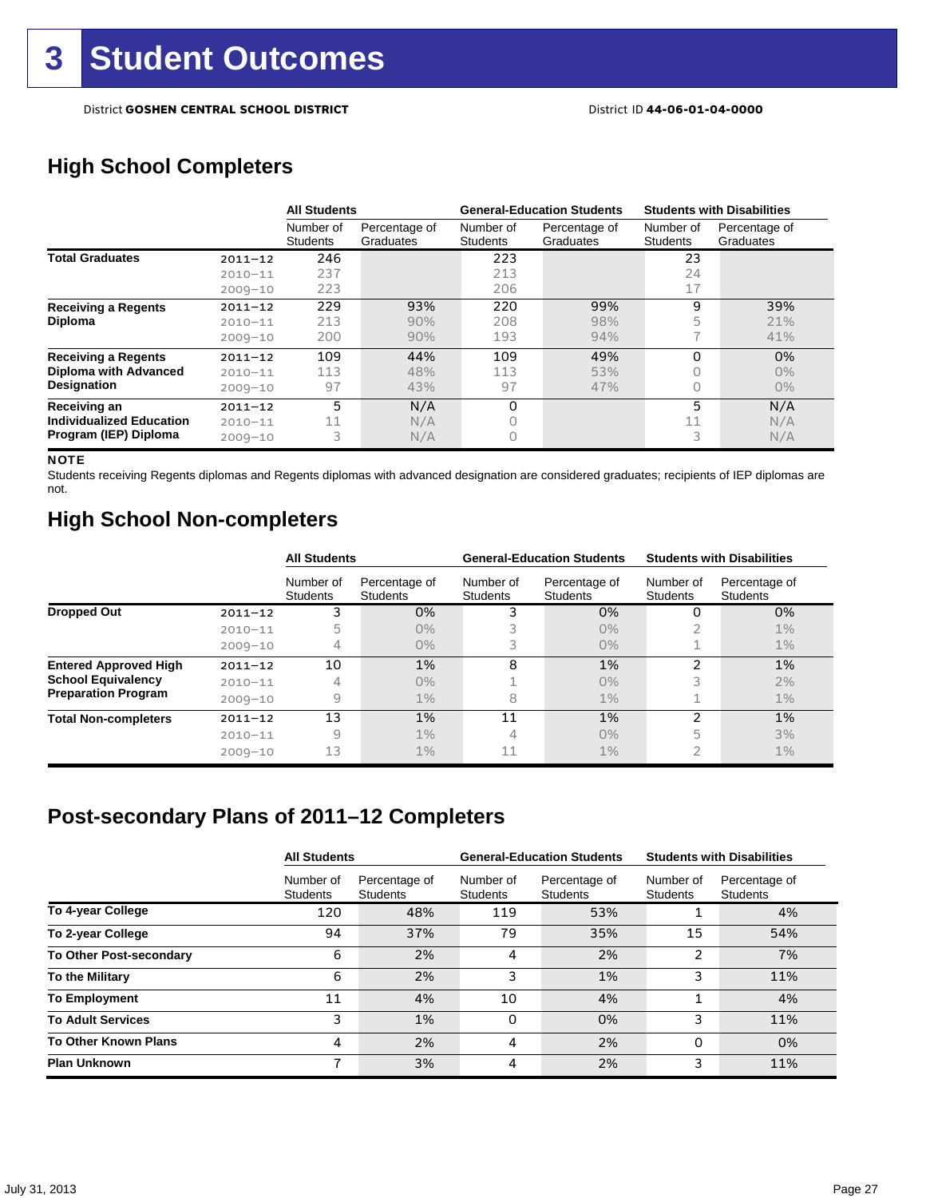# 3 Student Outcomes

District **GOSHEN CENTRAL SCHOOL DISTRICT** District ID **44-06-01-04-0000**

## High School Completers

| | | All Students | | General-Education Students | | Students with Disabilities | |
|---|---|---|---|---|---|---|---|
| | | Number of Students | Percentage of Graduates | Number of Students | Percentage of Graduates | Number of Students | Percentage of Graduates |
| **Total Graduates** | 2011–12 | 246 | | 223 | | 23 | |
| | 2010–11 | 237 | | 213 | | 24 | |
| | 2009–10 | 223 | | 206 | | 17 | |
| **Receiving a Regents Diploma** | 2011–12 | 229 | 93% | 220 | 99% | 9 | 39% |
| | 2010–11 | 213 | 90% | 208 | 98% | 5 | 21% |
| | 2009–10 | 200 | 90% | 193 | 94% | 7 | 41% |
| **Receiving a Regents Diploma with Advanced Designation** | 2011–12 | 109 | 44% | 109 | 49% | 0 | 0% |
| | 2010–11 | 113 | 48% | 113 | 53% | 0 | 0% |
| | 2009–10 | 97 | 43% | 97 | 47% | 0 | 0% |
| **Receiving an Individualized Education Program (IEP) Diploma** | 2011–12 | 5 | N/A | 0 | | 5 | N/A |
| | 2010–11 | 11 | N/A | 0 | | 11 | N/A |
| | 2009–10 | 3 | N/A | 0 | | 3 | N/A |

**NOTE**

Students receiving Regents diplomas and Regents diplomas with advanced designation are considered graduates; recipients of IEP diplomas are not.

## High School Non-completers

| | | All Students | | General-Education Students | | Students with Disabilities | |
|---|---|---|---|---|---|---|---|
| | | Number of Students | Percentage of Students | Number of Students | Percentage of Students | Number of Students | Percentage of Students |
| **Dropped Out** | 2011–12 | 3 | 0% | 3 | 0% | 0 | 0% |
| | 2010–11 | 5 | 0% | 3 | 0% | 2 | 1% |
| | 2009–10 | 4 | 0% | 3 | 0% | 1 | 1% |
| **Entered Approved High School Equivalency Preparation Program** | 2011–12 | 10 | 1% | 8 | 1% | 2 | 1% |
| | 2010–11 | 4 | 0% | 1 | 0% | 3 | 2% |
| | 2009–10 | 9 | 1% | 8 | 1% | 1 | 1% |
| **Total Non-completers** | 2011–12 | 13 | 1% | 11 | 1% | 2 | 1% |
| | 2010–11 | 9 | 1% | 4 | 0% | 5 | 3% |
| | 2009–10 | 13 | 1% | 11 | 1% | 2 | 1% |

## Post-secondary Plans of 2011–12 Completers

| | All Students | | General-Education Students | | Students with Disabilities | |
|---|---|---|---|---|---|---|
| | Number of Students | Percentage of Students | Number of Students | Percentage of Students | Number of Students | Percentage of Students |
| **To 4-year College** | 120 | 48% | 119 | 53% | 1 | 4% |
| **To 2-year College** | 94 | 37% | 79 | 35% | 15 | 54% |
| **To Other Post-secondary** | 6 | 2% | 4 | 2% | 2 | 7% |
| **To the Military** | 6 | 2% | 3 | 1% | 3 | 11% |
| **To Employment** | 11 | 4% | 10 | 4% | 1 | 4% |
| **To Adult Services** | 3 | 1% | 0 | 0% | 3 | 11% |
| **To Other Known Plans** | 4 | 2% | 4 | 2% | 0 | 0% |
| **Plan Unknown** | 7 | 3% | 4 | 2% | 3 | 11% |